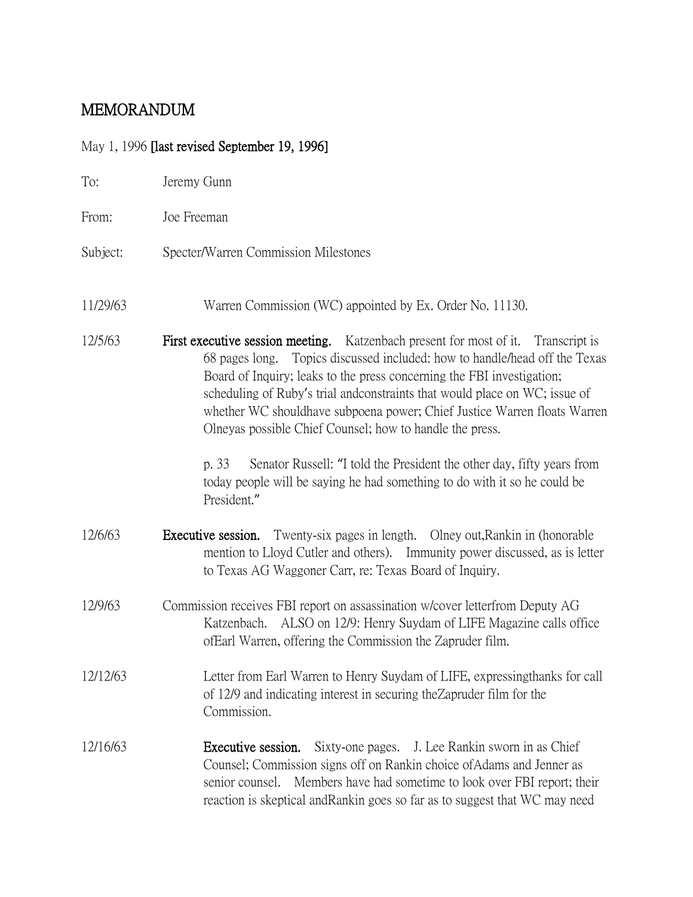# MEMORANDUM

May 1, 1996 **[last revised September 19, 1996]**

To: Jeremy Gunn

From: Joe Freeman

Subject: Specter/Warren Commission Milestones

11/29/63 Warren Commission (WC) appointed by Ex. Order No. 11130.

12/5/63 **First executive session meeting.** Katzenbach present for most of it. Transcript is 68 pages long. Topics discussed included: how to handle/head off the Texas Board of Inquiry; leaks to the press concerning the FBI investigation; scheduling of Ruby's trial andconstraints that would place on WC; issue of whether WC shouldhave subpoena power; Chief Justice Warren floats Warren Olneyas possible Chief Counsel; how to handle the press.

p. 33 Senator Russell: "I told the President the other day, fifty years from today people will be saying he had something to do with it so he could be President."

12/6/63 **Executive session.** Twenty-six pages in length. Olney out,Rankin in (honorable mention to Lloyd Cutler and others). Immunity power discussed, as is letter to Texas AG Waggoner Carr, re: Texas Board of Inquiry.

12/9/63 Commission receives FBI report on assassination w/cover letterfrom Deputy AG Katzenbach. ALSO on 12/9: Henry Suydam of LIFE Magazine calls office ofEarl Warren, offering the Commission the Zapruder film.

12/12/63 Letter from Earl Warren to Henry Suydam of LIFE, expressingthanks for call of 12/9 and indicating interest in securing theZapruder film for the Commission.

12/16/63 **Executive session.** Sixty-one pages. J. Lee Rankin sworn in as Chief Counsel; Commission signs off on Rankin choice ofAdams and Jenner as senior counsel. Members have had sometime to look over FBI report; their reaction is skeptical andRankin goes so far as to suggest that WC may need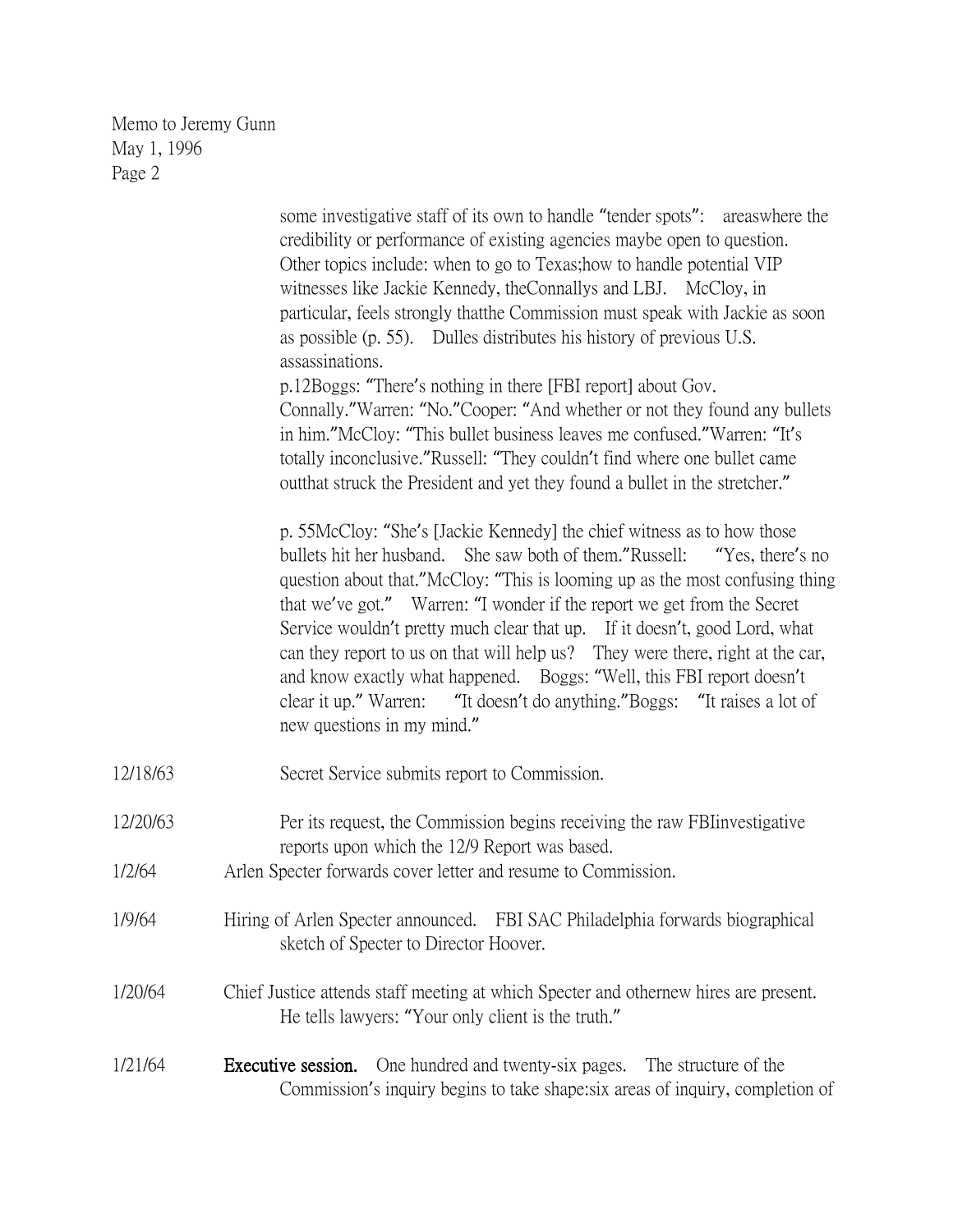some investigative staff of its own to handle "tender spots": areaswhere the credibility or performance of existing agencies maybe open to question. Other topics include: when to go to Texas;how to handle potential VIP witnesses like Jackie Kennedy, theConnallys and LBJ. McCloy, in particular, feels strongly thatthe Commission must speak with Jackie as soon as possible (p. 55). Dulles distributes his history of previous U.S. assassinations.

p.12Boggs: "There's nothing in there [FBI report] about Gov. Connally."Warren: "No."Cooper: "And whether or not they found any bullets in him."McCloy: "This bullet business leaves me confused."Warren: "It's totally inconclusive."Russell: "They couldn't find where one bullet came outthat struck the President and yet they found a bullet in the stretcher."

p. 55McCloy: "She's [Jackie Kennedy] the chief witness as to how those bullets hit her husband. She saw both of them."Russell: "Yes, there's no question about that."McCloy: "This is looming up as the most confusing thing that we've got." Warren: "I wonder if the report we get from the Secret Service wouldn't pretty much clear that up. If it doesn't, good Lord, what can they report to us on that will help us? They were there, right at the car, and know exactly what happened. Boggs: "Well, this FBI report doesn't clear it up." Warren: "It doesn't do anything."Boggs: "It raises a lot of new questions in my mind."

12/18/63 Secret Service submits report to Commission.

12/20/63 Per its request, the Commission begins receiving the raw FBIinvestigative reports upon which the 12/9 Report was based.

1/2/64 Arlen Specter forwards cover letter and resume to Commission.

1/9/64 Hiring of Arlen Specter announced. FBI SAC Philadelphia forwards biographical sketch of Specter to Director Hoover.

1/20/64 Chief Justice attends staff meeting at which Specter and othernew hires are present. He tells lawyers: "Your only client is the truth."

1/21/64 **Executive session.** One hundred and twenty-six pages. The structure of the Commission's inquiry begins to take shape:six areas of inquiry, completion of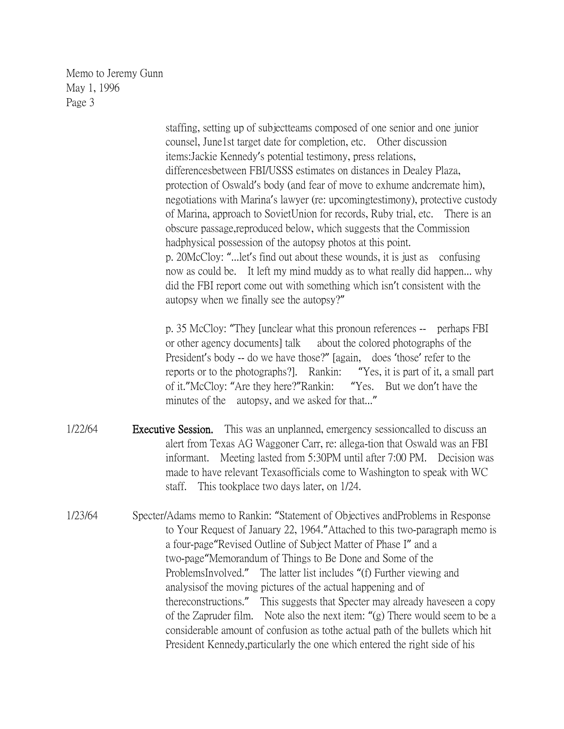staffing, setting up of subjectteams composed of one senior and one junior counsel, June1st target date for completion, etc. Other discussion items:Jackie Kennedy's potential testimony, press relations, differencesbetween FBI/USSS estimates on distances in Dealey Plaza, protection of Oswald's body (and fear of move to exhume andcremate him), negotiations with Marina's lawyer (re: upcomingtestimony), protective custody of Marina, approach to SovietUnion for records, Ruby trial, etc. There is an obscure passage,reproduced below, which suggests that the Commission hadphysical possession of the autopsy photos at this point.

p. 20McCloy: "...let's find out about these wounds, it is just as confusing now as could be. It left my mind muddy as to what really did happen... why did the FBI report come out with something which isn't consistent with the autopsy when we finally see the autopsy?"

p. 35 McCloy: "They [unclear what this pronoun references -- perhaps FBI or other agency documents] talk about the colored photographs of the President's body -- do we have those?" [again, does 'those' refer to the reports or to the photographs?]. Rankin: "Yes, it is part of it, a small part of it."McCloy: "Are they here?"Rankin: "Yes. But we don't have the minutes of the autopsy, and we asked for that..."

1/22/64 **Executive Session.** This was an unplanned, emergency sessioncalled to discuss an alert from Texas AG Waggoner Carr, re: allega-tion that Oswald was an FBI informant. Meeting lasted from 5:30PM until after 7:00 PM. Decision was made to have relevant Texasofficials come to Washington to speak with WC staff. This tookplace two days later, on 1/24.

1/23/64 Specter/Adams memo to Rankin: "Statement of Objectives andProblems in Response to Your Request of January 22, 1964."Attached to this two-paragraph memo is a four-page"Revised Outline of Subject Matter of Phase I" and a two-page"Memorandum of Things to Be Done and Some of the ProblemsInvolved." The latter list includes "(f) Further viewing and analysisof the moving pictures of the actual happening and of thereconstructions." This suggests that Specter may already haveseen a copy of the Zapruder film. Note also the next item: "(g) There would seem to be a considerable amount of confusion as tothe actual path of the bullets which hit President Kennedy,particularly the one which entered the right side of his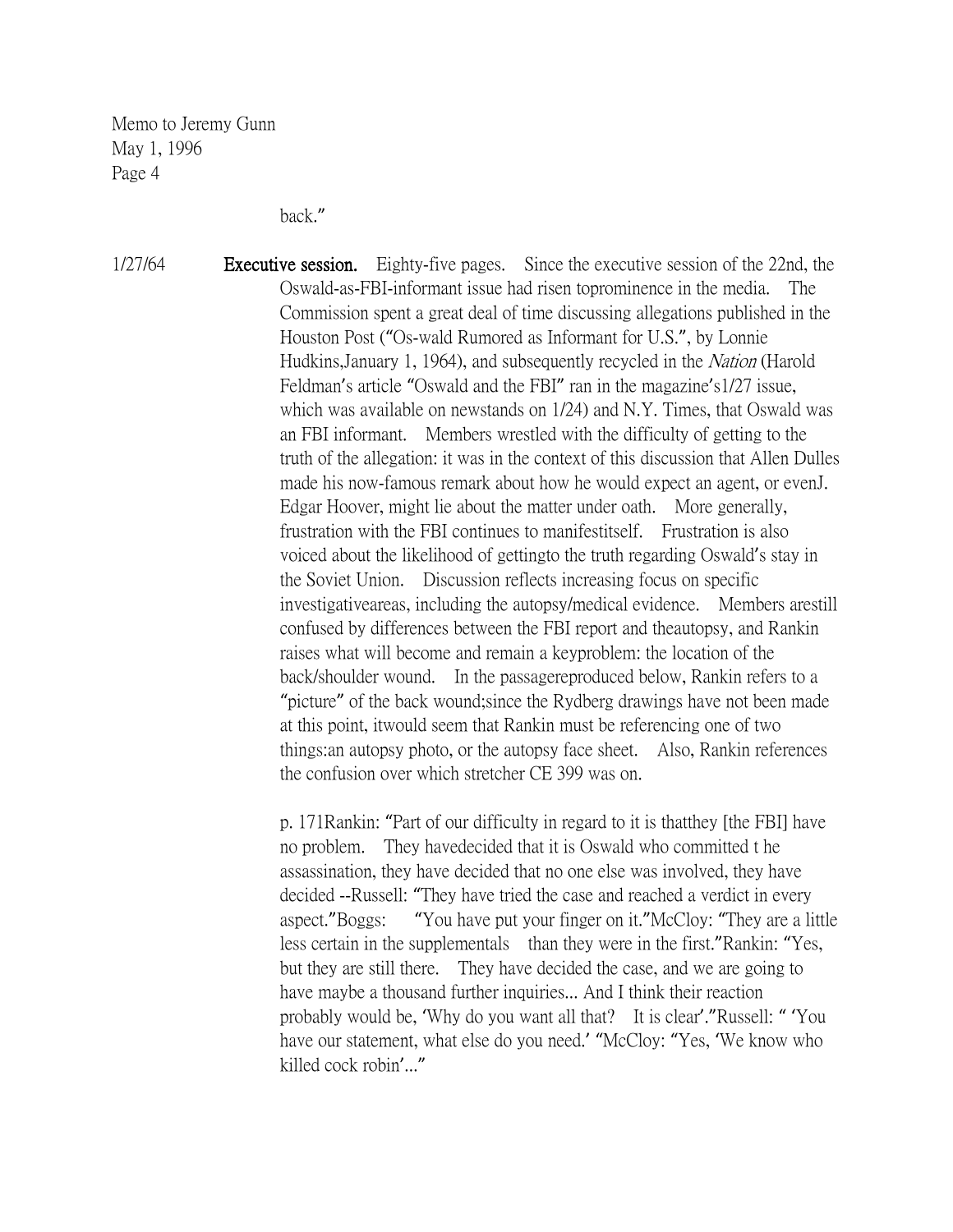Memo to Jeremy Gunn
May 1, 1996
Page 4

back."

1/27/64 **Executive session.** Eighty-five pages. Since the executive session of the 22nd, the Oswald-as-FBI-informant issue had risen toprominence in the media. The Commission spent a great deal of time discussing allegations published in the Houston Post ("Os-wald Rumored as Informant for U.S.", by Lonnie Hudkins,January 1, 1964), and subsequently recycled in the *Nation* (Harold Feldman's article "Oswald and the FBI" ran in the magazine's1/27 issue, which was available on newstands on 1/24) and N.Y. Times, that Oswald was an FBI informant. Members wrestled with the difficulty of getting to the truth of the allegation: it was in the context of this discussion that Allen Dulles made his now-famous remark about how he would expect an agent, or evenJ. Edgar Hoover, might lie about the matter under oath. More generally, frustration with the FBI continues to manifestitself. Frustration is also voiced about the likelihood of gettingto the truth regarding Oswald's stay in the Soviet Union. Discussion reflects increasing focus on specific investigativeareas, including the autopsy/medical evidence. Members arestill confused by differences between the FBI report and theautopsy, and Rankin raises what will become and remain a keyproblem: the location of the back/shoulder wound. In the passagereproduced below, Rankin refers to a "picture" of the back wound;since the Rydberg drawings have not been made at this point, itwould seem that Rankin must be referencing one of two things:an autopsy photo, or the autopsy face sheet. Also, Rankin references the confusion over which stretcher CE 399 was on.

p. 171Rankin: "Part of our difficulty in regard to it is thatthey [the FBI] have no problem. They havedecided that it is Oswald who committed t he assassination, they have decided that no one else was involved, they have decided --Russell: "They have tried the case and reached a verdict in every aspect."Boggs: "You have put your finger on it."McCloy: "They are a little less certain in the supplementals than they were in the first."Rankin: "Yes, but they are still there. They have decided the case, and we are going to have maybe a thousand further inquiries... And I think their reaction probably would be, 'Why do you want all that? It is clear'."Russell: " 'You have our statement, what else do you need.' "McCloy: "Yes, 'We know who killed cock robin'..."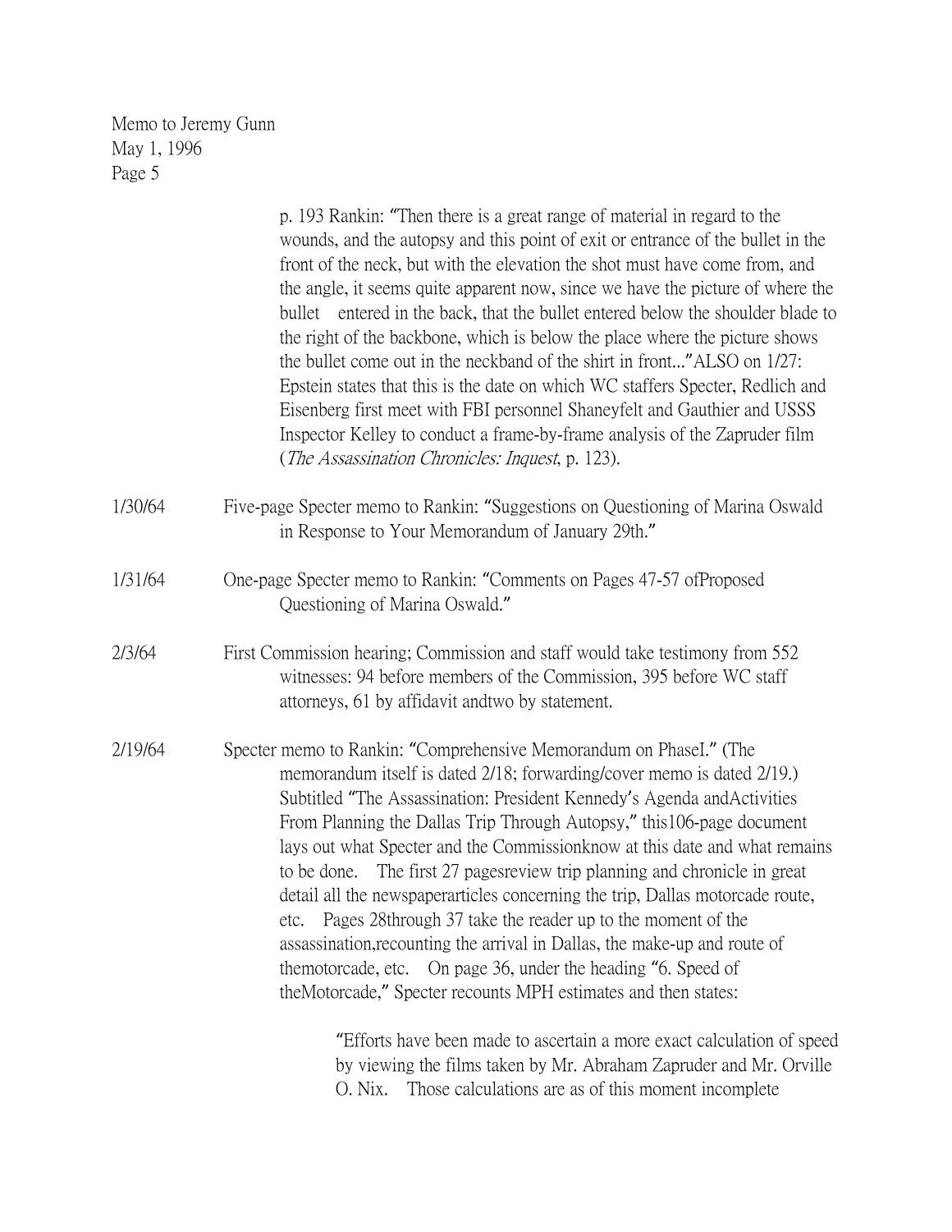Memo to Jeremy Gunn
May 1, 1996

p. 193 Rankin: "Then there is a great range of material in regard to the wounds, and the autopsy and this point of exit or entrance of the bullet in the front of the neck, but with the elevation the shot must have come from, and the angle, it seems quite apparent now, since we have the picture of where the bullet entered in the back, that the bullet entered below the shoulder blade to the right of the backbone, which is below the place where the picture shows the bullet come out in the neckband of the shirt in front..." ALSO on 1/27: Epstein states that this is the date on which WC staffers Specter, Redlich and Eisenberg first meet with FBI personnel Shaneyfelt and Gauthier and USSS Inspector Kelley to conduct a frame-by-frame analysis of the Zapruder film (*The Assassination Chronicles: Inquest*, p. 123).

1/30/64 Five-page Specter memo to Rankin: "Suggestions on Questioning of Marina Oswald in Response to Your Memorandum of January 29th."

1/31/64 One-page Specter memo to Rankin: "Comments on Pages 47-57 ofProposed Questioning of Marina Oswald."

2/3/64 First Commission hearing; Commission and staff would take testimony from 552 witnesses: 94 before members of the Commission, 395 before WC staff attorneys, 61 by affidavit andtwo by statement.

2/19/64 Specter memo to Rankin: "Comprehensive Memorandum on PhaseI." (The memorandum itself is dated 2/18; forwarding/cover memo is dated 2/19.) Subtitled "The Assassination: President Kennedy's Agenda andActivities From Planning the Dallas Trip Through Autopsy," this106-page document lays out what Specter and the Commissionknow at this date and what remains to be done. The first 27 pagesreview trip planning and chronicle in great detail all the newspaperarticles concerning the trip, Dallas motorcade route, etc. Pages 28through 37 take the reader up to the moment of the assassination,recounting the arrival in Dallas, the make-up and route of themotorcade, etc. On page 36, under the heading "6. Speed of theMotorcade," Specter recounts MPH estimates and then states:

> "Efforts have been made to ascertain a more exact calculation of speed by viewing the films taken by Mr. Abraham Zapruder and Mr. Orville O. Nix. Those calculations are as of this moment incomplete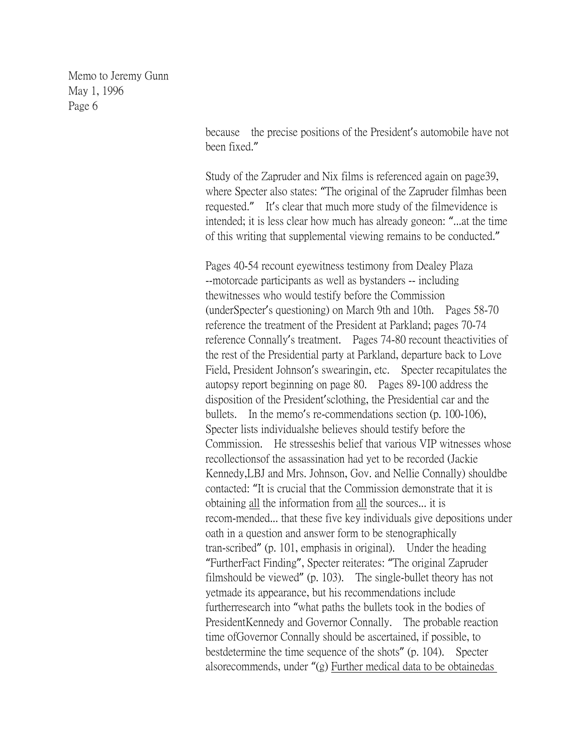because the precise positions of the President's automobile have not been fixed."

Study of the Zapruder and Nix films is referenced again on page39, where Specter also states: "The original of the Zapruder filmhas been requested." It's clear that much more study of the filmevidence is intended; it is less clear how much has already goneon: "...at the time of this writing that supplemental viewing remains to be conducted."

Pages 40-54 recount eyewitness testimony from Dealey Plaza --motorcade participants as well as bystanders -- including thewitnesses who would testify before the Commission (underSpecter's questioning) on March 9th and 10th. Pages 58-70 reference the treatment of the President at Parkland; pages 70-74 reference Connally's treatment. Pages 74-80 recount theactivities of the rest of the Presidential party at Parkland, departure back to Love Field, President Johnson's swearingin, etc. Specter recapitulates the autopsy report beginning on page 80. Pages 89-100 address the disposition of the President'sclothing, the Presidential car and the bullets. In the memo's re-commendations section (p. 100-106), Specter lists individualshe believes should testify before the Commission. He stresseshis belief that various VIP witnesses whose recollectionsof the assassination had yet to be recorded (Jackie Kennedy,LBJ and Mrs. Johnson, Gov. and Nellie Connally) shouldbe contacted: "It is crucial that the Commission demonstrate that it is obtaining _all_ the information from _all_ the sources... it is recom-mended... that these five key individuals give depositions under oath in a question and answer form to be stenographically tran-scribed" (p. 101, emphasis in original). Under the heading "FurtherFact Finding", Specter reiterates: "The original Zapruder filmshould be viewed" (p. 103). The single-bullet theory has not yetmade its appearance, but his recommendations include furtherresearch into "what paths the bullets took in the bodies of PresidentKennedy and Governor Connally. The probable reaction time ofGovernor Connally should be ascertained, if possible, to bestdetermine the time sequence of the shots" (p. 104). Specter alsorecommends, under "(g) _Further medical data to be obtainedas_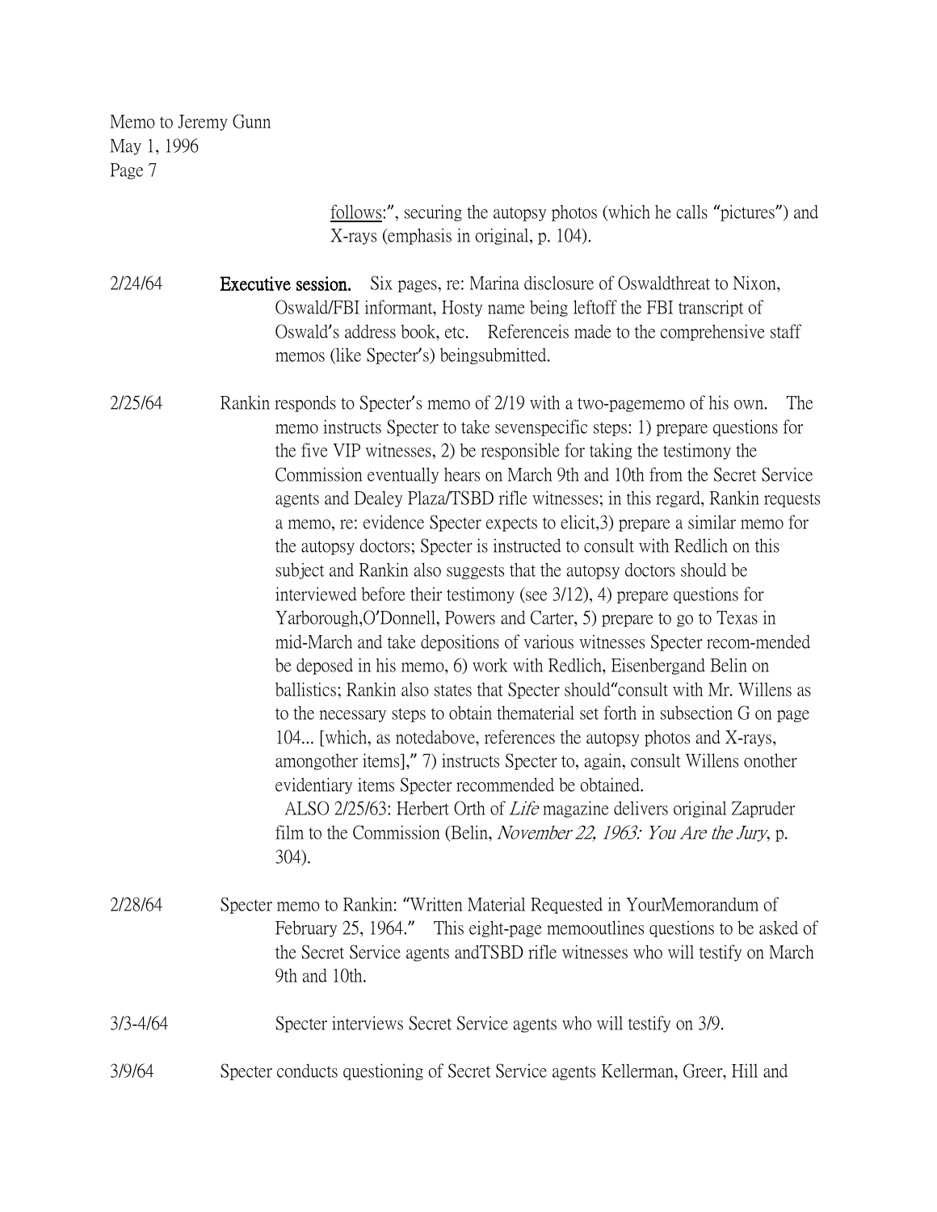follows:", securing the autopsy photos (which he calls "pictures") and X-rays (emphasis in original, p. 104).

2/24/64 **Executive session.** Six pages, re: Marina disclosure of Oswaldthreat to Nixon, Oswald/FBI informant, Hosty name being leftoff the FBI transcript of Oswald's address book, etc. Referenceis made to the comprehensive staff memos (like Specter's) beingsubmitted.

2/25/64 Rankin responds to Specter's memo of 2/19 with a two-pagememo of his own. The memo instructs Specter to take sevenspecific steps: 1) prepare questions for the five VIP witnesses, 2) be responsible for taking the testimony the Commission eventually hears on March 9th and 10th from the Secret Service agents and Dealey Plaza/TSBD rifle witnesses; in this regard, Rankin requests a memo, re: evidence Specter expects to elicit,3) prepare a similar memo for the autopsy doctors; Specter is instructed to consult with Redlich on this subject and Rankin also suggests that the autopsy doctors should be interviewed before their testimony (see 3/12), 4) prepare questions for Yarborough,O'Donnell, Powers and Carter, 5) prepare to go to Texas in mid-March and take depositions of various witnesses Specter recom-mended be deposed in his memo, 6) work with Redlich, Eisenbergand Belin on ballistics; Rankin also states that Specter should"consult with Mr. Willens as to the necessary steps to obtain thematerial set forth in subsection G on page 104... [which, as notedabove, references the autopsy photos and X-rays, amongother items]," 7) instructs Specter to, again, consult Willens onother evidentiary items Specter recommended be obtained.
ALSO 2/25/63: Herbert Orth of *Life* magazine delivers original Zapruder film to the Commission (Belin, *November 22, 1963: You Are the Jury*, p. 304).

2/28/64 Specter memo to Rankin: "Written Material Requested in YourMemorandum of February 25, 1964." This eight-page memooutlines questions to be asked of the Secret Service agents andTSBD rifle witnesses who will testify on March 9th and 10th.

3/3-4/64 Specter interviews Secret Service agents who will testify on 3/9.

3/9/64 Specter conducts questioning of Secret Service agents Kellerman, Greer, Hill and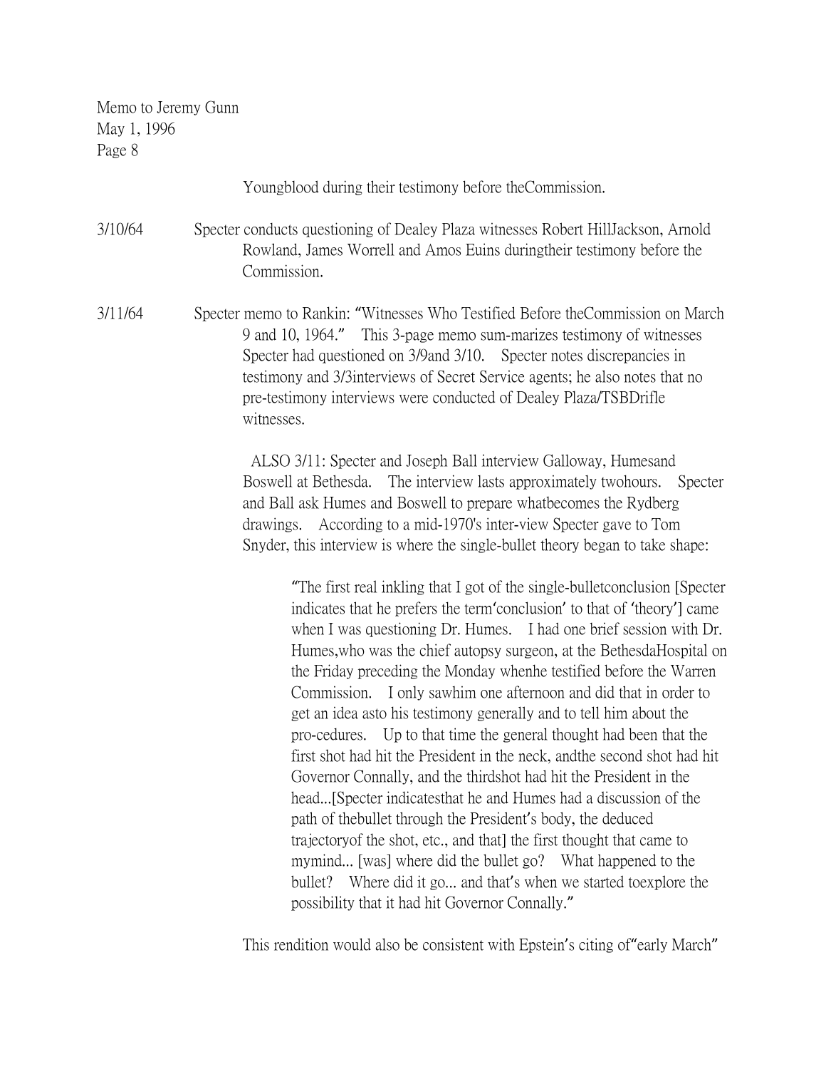Youngblood during their testimony before theCommission.

3/10/64 Specter conducts questioning of Dealey Plaza witnesses Robert HillJackson, Arnold Rowland, James Worrell and Amos Euins duringtheir testimony before the Commission.

3/11/64 Specter memo to Rankin: "Witnesses Who Testified Before theCommission on March 9 and 10, 1964." This 3-page memo sum-marizes testimony of witnesses Specter had questioned on 3/9and 3/10. Specter notes discrepancies in testimony and 3/3interviews of Secret Service agents; he also notes that no pre-testimony interviews were conducted of Dealey Plaza/TSBDrifle witnesses.

ALSO 3/11: Specter and Joseph Ball interview Galloway, Humesand Boswell at Bethesda. The interview lasts approximately twohours. Specter and Ball ask Humes and Boswell to prepare whatbecomes the Rydberg drawings. According to a mid-1970's inter-view Specter gave to Tom Snyder, this interview is where the single-bullet theory began to take shape:

> "The first real inkling that I got of the single-bulletconclusion [Specter indicates that he prefers the term'conclusion' to that of 'theory'] came when I was questioning Dr. Humes. I had one brief session with Dr. Humes,who was the chief autopsy surgeon, at the BethesdaHospital on the Friday preceding the Monday whenhe testified before the Warren Commission. I only sawhim one afternoon and did that in order to get an idea asto his testimony generally and to tell him about the pro-cedures. Up to that time the general thought had been that the first shot had hit the President in the neck, andthe second shot had hit Governor Connally, and the thirdshot had hit the President in the head...[Specter indicatesthat he and Humes had a discussion of the path of thebullet through the President's body, the deduced trajectoryof the shot, etc., and that] the first thought that came to mymind... [was] where did the bullet go? What happened to the bullet? Where did it go... and that's when we started toexplore the possibility that it had hit Governor Connally."

This rendition would also be consistent with Epstein's citing of"early March"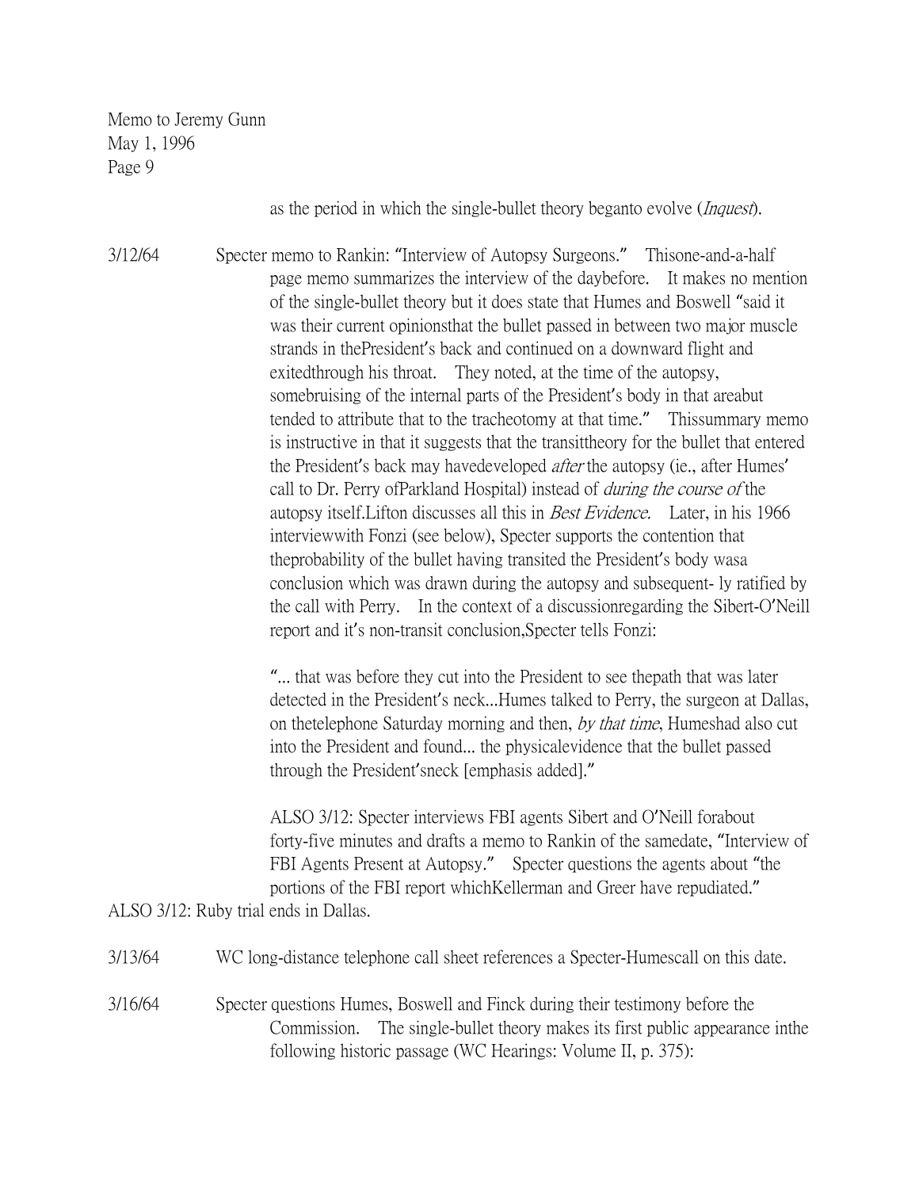as the period in which the single-bullet theory beganto evolve (*Inquest*).

3/12/64 Specter memo to Rankin: "Interview of Autopsy Surgeons." Thisone-and-a-half page memo summarizes the interview of the daybefore. It makes no mention of the single-bullet theory but it does state that Humes and Boswell "said it was their current opinionsthat the bullet passed in between two major muscle strands in thePresident's back and continued on a downward flight and exitedthrough his throat. They noted, at the time of the autopsy, somebruising of the internal parts of the President's body in that areabut tended to attribute that to the tracheotomy at that time." Thissummary memo is instructive in that it suggests that the transittheory for the bullet that entered the President's back may havedeveloped *after* the autopsy (ie., after Humes' call to Dr. Perry ofParkland Hospital) instead of *during the course of* the autopsy itself.Lifton discusses all this in *Best Evidence.* Later, in his 1966 interviewwith Fonzi (see below), Specter supports the contention that theprobability of the bullet having transited the President's body wasa conclusion which was drawn during the autopsy and subsequent- ly ratified by the call with Perry. In the context of a discussionregarding the Sibert-O'Neill report and it's non-transit conclusion,Specter tells Fonzi:

"... that was before they cut into the President to see thepath that was later detected in the President's neck...Humes talked to Perry, the surgeon at Dallas, on thetelephone Saturday morning and then, *by that time*, Humeshad also cut into the President and found... the physicalevidence that the bullet passed through the President'sneck [emphasis added]."

ALSO 3/12: Specter interviews FBI agents Sibert and O'Neill forabout forty-five minutes and drafts a memo to Rankin of the samedate, "Interview of FBI Agents Present at Autopsy." Specter questions the agents about "the portions of the FBI report whichKellerman and Greer have repudiated."

ALSO 3/12: Ruby trial ends in Dallas.

3/13/64 WC long-distance telephone call sheet references a Specter-Humescall on this date.

3/16/64 Specter questions Humes, Boswell and Finck during their testimony before the Commission. The single-bullet theory makes its first public appearance inthe following historic passage (WC Hearings: Volume II, p. 375):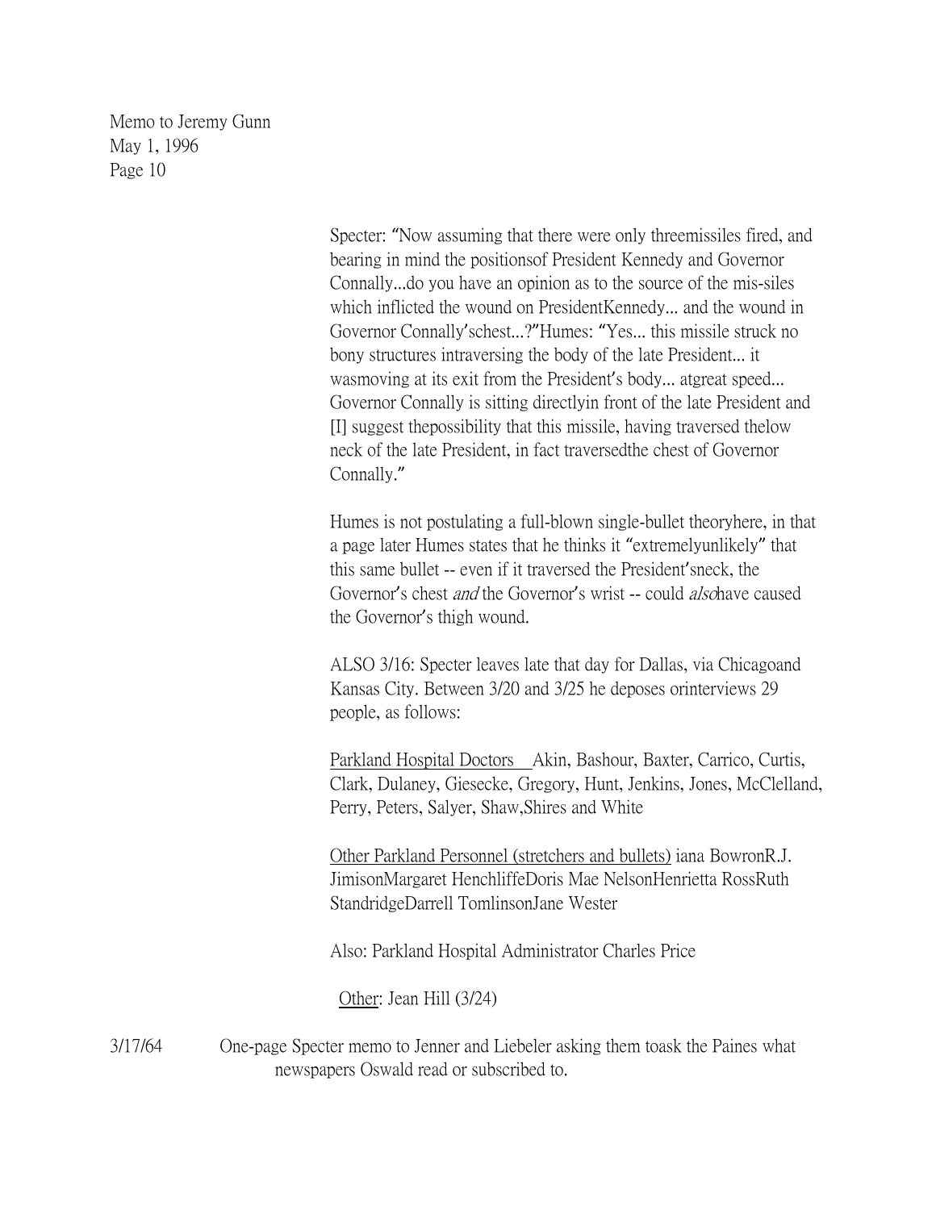Specter: "Now assuming that there were only threemissiles fired, and bearing in mind the positionsof President Kennedy and Governor Connally...do you have an opinion as to the source of the mis-siles which inflicted the wound on PresidentKennedy... and the wound in Governor Connally'schest...?"Humes: "Yes... this missile struck no bony structures intraversing the body of the late President... it wasmoving at its exit from the President's body... atgreat speed... Governor Connally is sitting directlyin front of the late President and [I] suggest thepossibility that this missile, having traversed thelow neck of the late President, in fact traversedthe chest of Governor Connally."

Humes is not postulating a full-blown single-bullet theoryhere, in that a page later Humes states that he thinks it "extremelyunlikely" that this same bullet -- even if it traversed the President'sneck, the Governor's chest *and* the Governor's wrist -- could *also*have caused the Governor's thigh wound.

ALSO 3/16: Specter leaves late that day for Dallas, via Chicagoand Kansas City. Between 3/20 and 3/25 he deposes orinterviews 29 people, as follows:

<u>Parkland Hospital Doctors</u> Akin, Bashour, Baxter, Carrico, Curtis, Clark, Dulaney, Giesecke, Gregory, Hunt, Jenkins, Jones, McClelland, Perry, Peters, Salyer, Shaw,Shires and White

<u>Other Parkland Personnel (stretchers and bullets)</u> iana BowronR.J. JimisonMargaret HenchliffeDoris Mae NelsonHenrietta RossRuth StandridgeDarrell TomlinsonJane Wester

Also: Parkland Hospital Administrator Charles Price

<u>Other</u>: Jean Hill (3/24)

3/17/64 One-page Specter memo to Jenner and Liebeler asking them toask the Paines what newspapers Oswald read or subscribed to.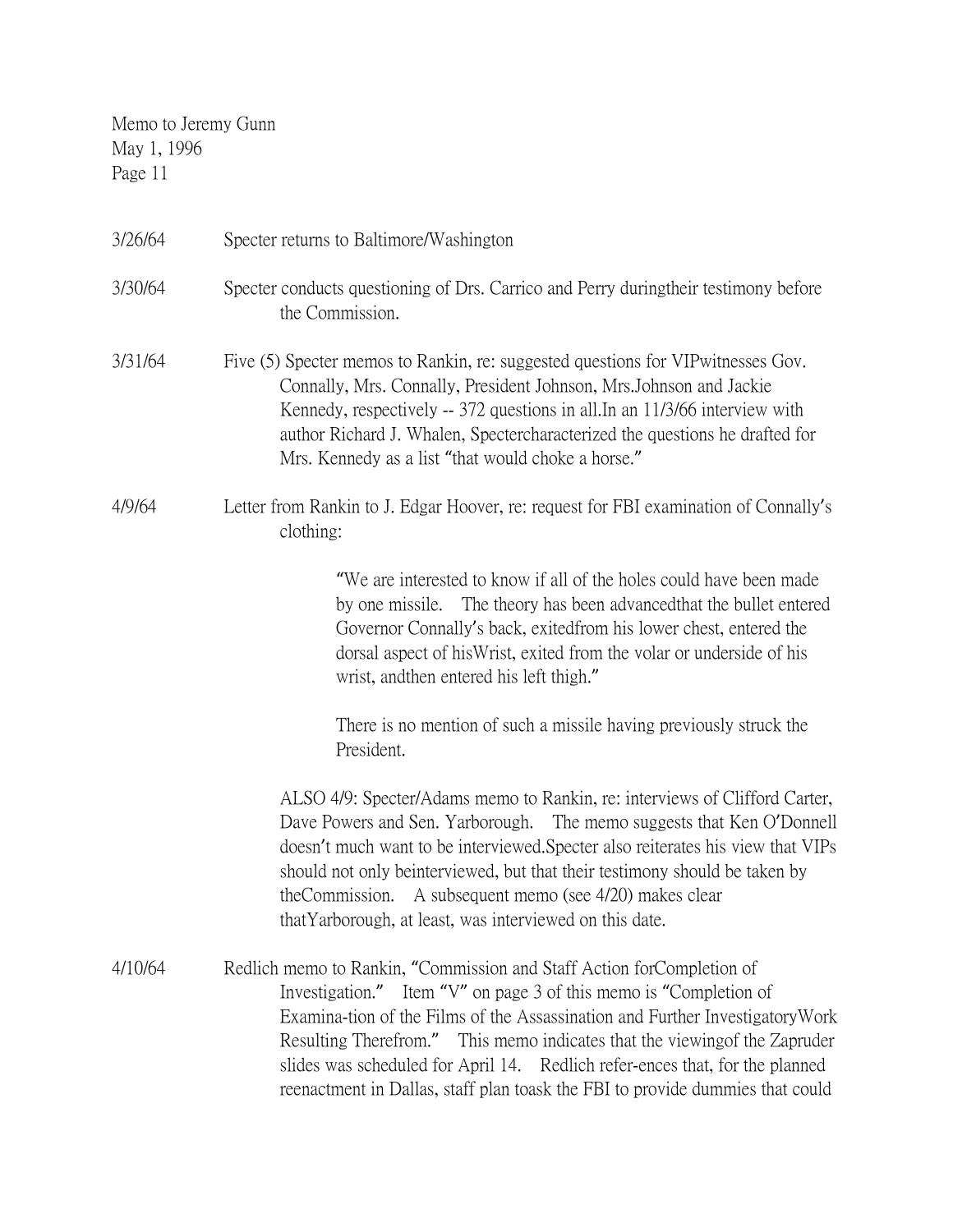Memo to Jeremy Gunn
May 1, 1996
Page 11

3/26/64 Specter returns to Baltimore/Washington

3/30/64 Specter conducts questioning of Drs. Carrico and Perry duringtheir testimony before the Commission.

3/31/64 Five (5) Specter memos to Rankin, re: suggested questions for VIPwitnesses Gov. Connally, Mrs. Connally, President Johnson, Mrs.Johnson and Jackie Kennedy, respectively -- 372 questions in all.In an 11/3/66 interview with author Richard J. Whalen, Spectercharacterized the questions he drafted for Mrs. Kennedy as a list "that would choke a horse."

4/9/64 Letter from Rankin to J. Edgar Hoover, re: request for FBI examination of Connally's clothing:

> "We are interested to know if all of the holes could have been made by one missile. The theory has been advancedthat the bullet entered Governor Connally's back, exitedfrom his lower chest, entered the dorsal aspect of hisWrist, exited from the volar or underside of his wrist, andthen entered his left thigh."
>
> There is no mention of such a missile having previously struck the President.

ALSO 4/9: Specter/Adams memo to Rankin, re: interviews of Clifford Carter, Dave Powers and Sen. Yarborough. The memo suggests that Ken O'Donnell doesn't much want to be interviewed.Specter also reiterates his view that VIPs should not only beinterviewed, but that their testimony should be taken by theCommission. A subsequent memo (see 4/20) makes clear thatYarborough, at least, was interviewed on this date.

4/10/64 Redlich memo to Rankin, "Commission and Staff Action forCompletion of Investigation." Item "V" on page 3 of this memo is "Completion of Examina-tion of the Films of the Assassination and Further InvestigatoryWork Resulting Therefrom." This memo indicates that the viewingof the Zapruder slides was scheduled for April 14. Redlich refer-ences that, for the planned reenactment in Dallas, staff plan toask the FBI to provide dummies that could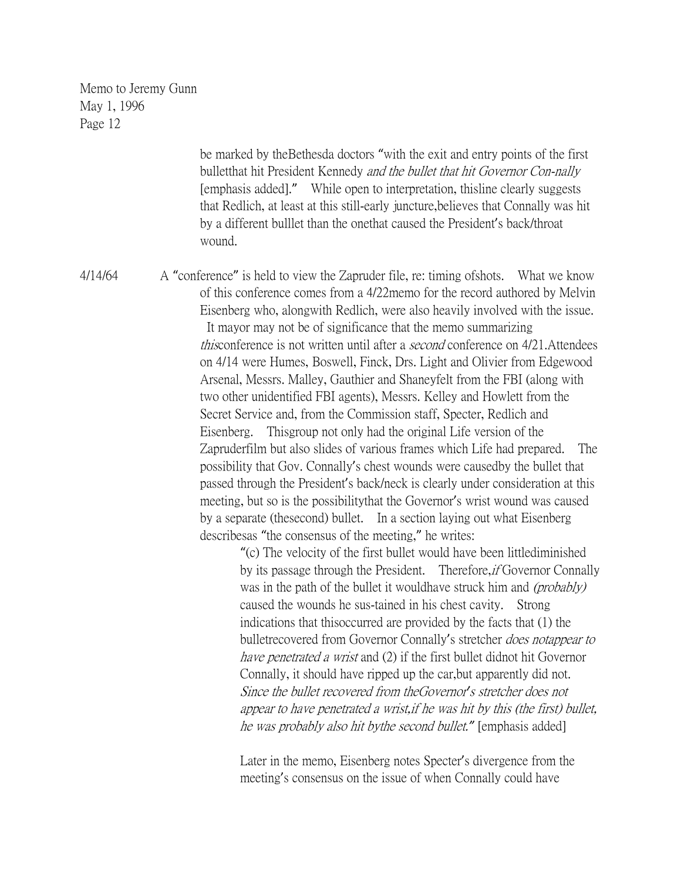be marked by theBethesda doctors "with the exit and entry points of the first bulletthat hit President Kennedy *and the bullet that hit Governor Con-nally* [emphasis added]." While open to interpretation, thisline clearly suggests that Redlich, at least at this still-early juncture,believes that Connally was hit by a different bulllet than the onethat caused the President's back/throat wound.

4/14/64 A "conference" is held to view the Zapruder file, re: timing ofshots. What we know of this conference comes from a 4/22memo for the record authored by Melvin Eisenberg who, alongwith Redlich, were also heavily involved with the issue. It mayor may not be of significance that the memo summarizing *this*conference is not written until after a *second* conference on 4/21.Attendees on 4/14 were Humes, Boswell, Finck, Drs. Light and Olivier from Edgewood Arsenal, Messrs. Malley, Gauthier and Shaneyfelt from the FBI (along with two other unidentified FBI agents), Messrs. Kelley and Howlett from the Secret Service and, from the Commission staff, Specter, Redlich and Eisenberg. Thisgroup not only had the original Life version of the Zapruderfilm but also slides of various frames which Life had prepared. The possibility that Gov. Connally's chest wounds were causedby the bullet that passed through the President's back/neck is clearly under consideration at this meeting, but so is the possibilitythat the Governor's wrist wound was caused by a separate (thesecond) bullet. In a section laying out what Eisenberg describesas "the consensus of the meeting," he writes:

> "(c) The velocity of the first bullet would have been littlediminished by its passage through the President. Therefore,*if* Governor Connally was in the path of the bullet it wouldhave struck him and *(probably)* caused the wounds he sus-tained in his chest cavity. Strong indications that thisoccurred are provided by the facts that (1) the bulletrecovered from Governor Connally's stretcher *does notappear to have penetrated a wrist* and (2) if the first bullet didnot hit Governor Connally, it should have ripped up the car,but apparently did not. *Since the bullet recovered from theGovernor's stretcher does not appear to have penetrated a wrist,if he was hit by this (the first) bullet, he was probably also hit bythe second bullet.*" [emphasis added]

Later in the memo, Eisenberg notes Specter's divergence from the meeting's consensus on the issue of when Connally could have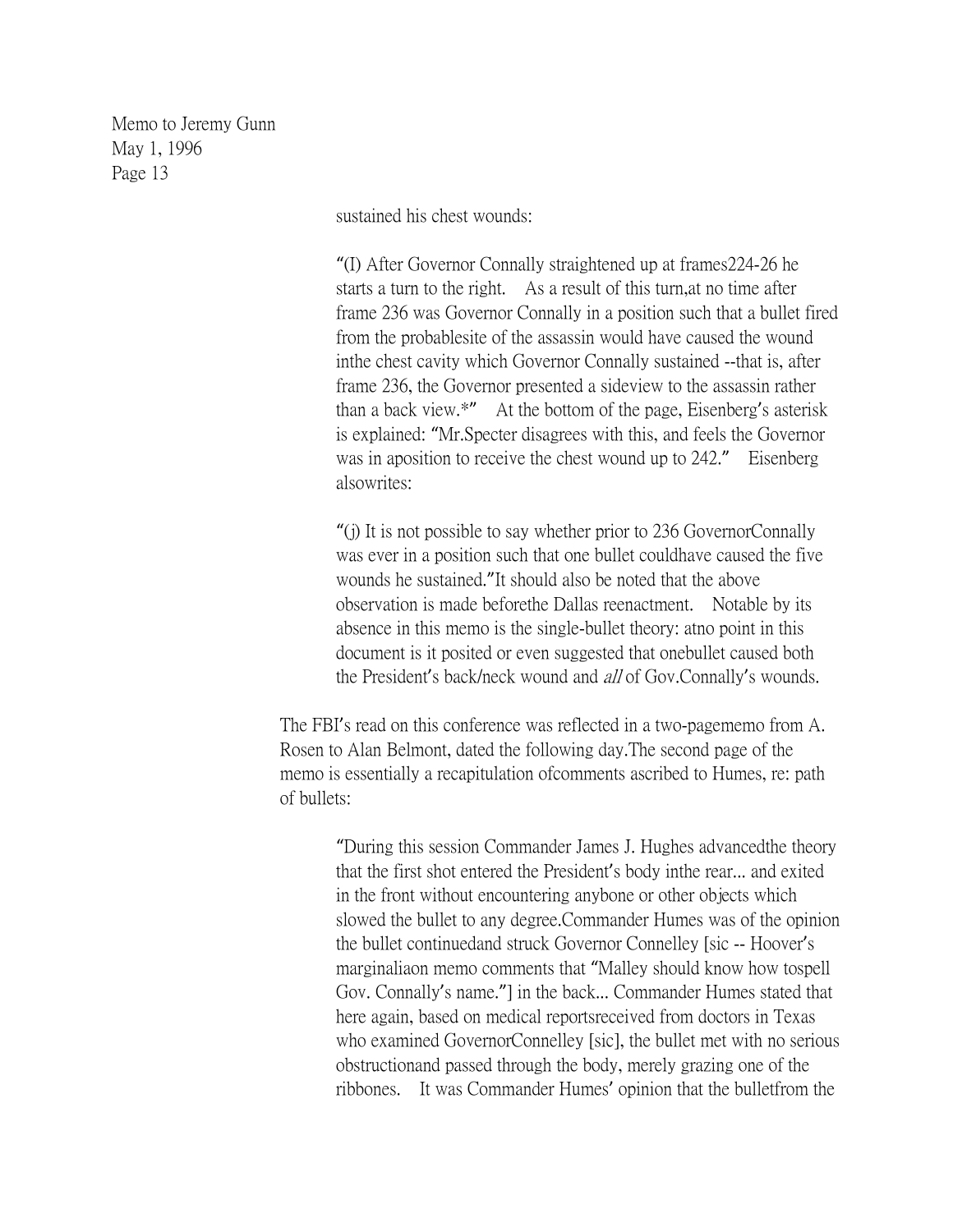sustained his chest wounds:

> "(I) After Governor Connally straightened up at frames224-26 he starts a turn to the right. As a result of this turn,at no time after frame 236 was Governor Connally in a position such that a bullet fired from the probablesite of the assassin would have caused the wound inthe chest cavity which Governor Connally sustained --that is, after frame 236, the Governor presented a sideview to the assassin rather than a back view.*" At the bottom of the page, Eisenberg's asterisk is explained: "Mr.Specter disagrees with this, and feels the Governor was in aposition to receive the chest wound up to 242." Eisenberg alsowrites:
>
> "(j) It is not possible to say whether prior to 236 GovernorConnally was ever in a position such that one bullet couldhave caused the five wounds he sustained."It should also be noted that the above observation is made beforethe Dallas reenactment. Notable by its absence in this memo is the single-bullet theory: atno point in this document is it posited or even suggested that onebullet caused both the President's back/neck wound and *all* of Gov.Connally's wounds.

The FBI's read on this conference was reflected in a two-pagememo from A. Rosen to Alan Belmont, dated the following day.The second page of the memo is essentially a recapitulation ofcomments ascribed to Humes, re: path of bullets:

> "During this session Commander James J. Hughes advancedthe theory that the first shot entered the President's body inthe rear... and exited in the front without encountering anybone or other objects which slowed the bullet to any degree.Commander Humes was of the opinion the bullet continuedand struck Governor Connelley [sic -- Hoover's marginaliaon memo comments that "Malley should know how tospell Gov. Connally's name."] in the back... Commander Humes stated that here again, based on medical reportsreceived from doctors in Texas who examined GovernorConnelley [sic], the bullet met with no serious obstructionand passed through the body, merely grazing one of the ribbones. It was Commander Humes' opinion that the bulletfrom the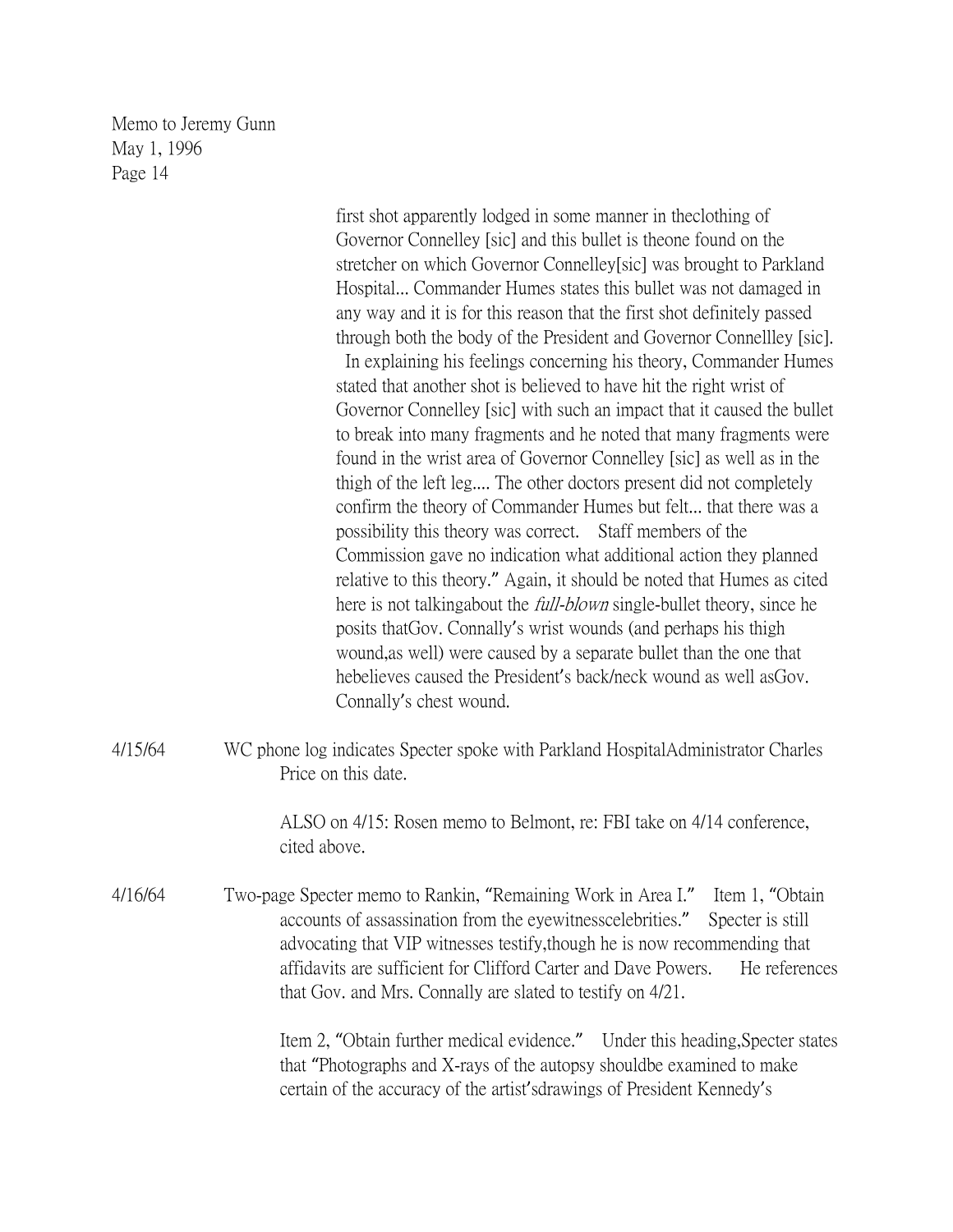first shot apparently lodged in some manner in theclothing of Governor Connelley [sic] and this bullet is theone found on the stretcher on which Governor Connelley[sic] was brought to Parkland Hospital... Commander Humes states this bullet was not damaged in any way and it is for this reason that the first shot definitely passed through both the body of the President and Governor Connellley [sic]. In explaining his feelings concerning his theory, Commander Humes stated that another shot is believed to have hit the right wrist of Governor Connelley [sic] with such an impact that it caused the bullet to break into many fragments and he noted that many fragments were found in the wrist area of Governor Connelley [sic] as well as in the thigh of the left leg.... The other doctors present did not completely confirm the theory of Commander Humes but felt... that there was a possibility this theory was correct. Staff members of the Commission gave no indication what additional action they planned relative to this theory." Again, it should be noted that Humes as cited here is not talkingabout the *full-blown* single-bullet theory, since he posits thatGov. Connally's wrist wounds (and perhaps his thigh wound,as well) were caused by a separate bullet than the one that hebelieves caused the President's back/neck wound as well asGov. Connally's chest wound.

4/15/64 WC phone log indicates Specter spoke with Parkland HospitalAdministrator Charles Price on this date.

ALSO on 4/15: Rosen memo to Belmont, re: FBI take on 4/14 conference, cited above.

4/16/64 Two-page Specter memo to Rankin, "Remaining Work in Area I." Item 1, "Obtain accounts of assassination from the eyewitnesscelebrities." Specter is still advocating that VIP witnesses testify,though he is now recommending that affidavits are sufficient for Clifford Carter and Dave Powers. He references that Gov. and Mrs. Connally are slated to testify on 4/21.

Item 2, "Obtain further medical evidence." Under this heading,Specter states that "Photographs and X-rays of the autopsy shouldbe examined to make certain of the accuracy of the artist'sdrawings of President Kennedy's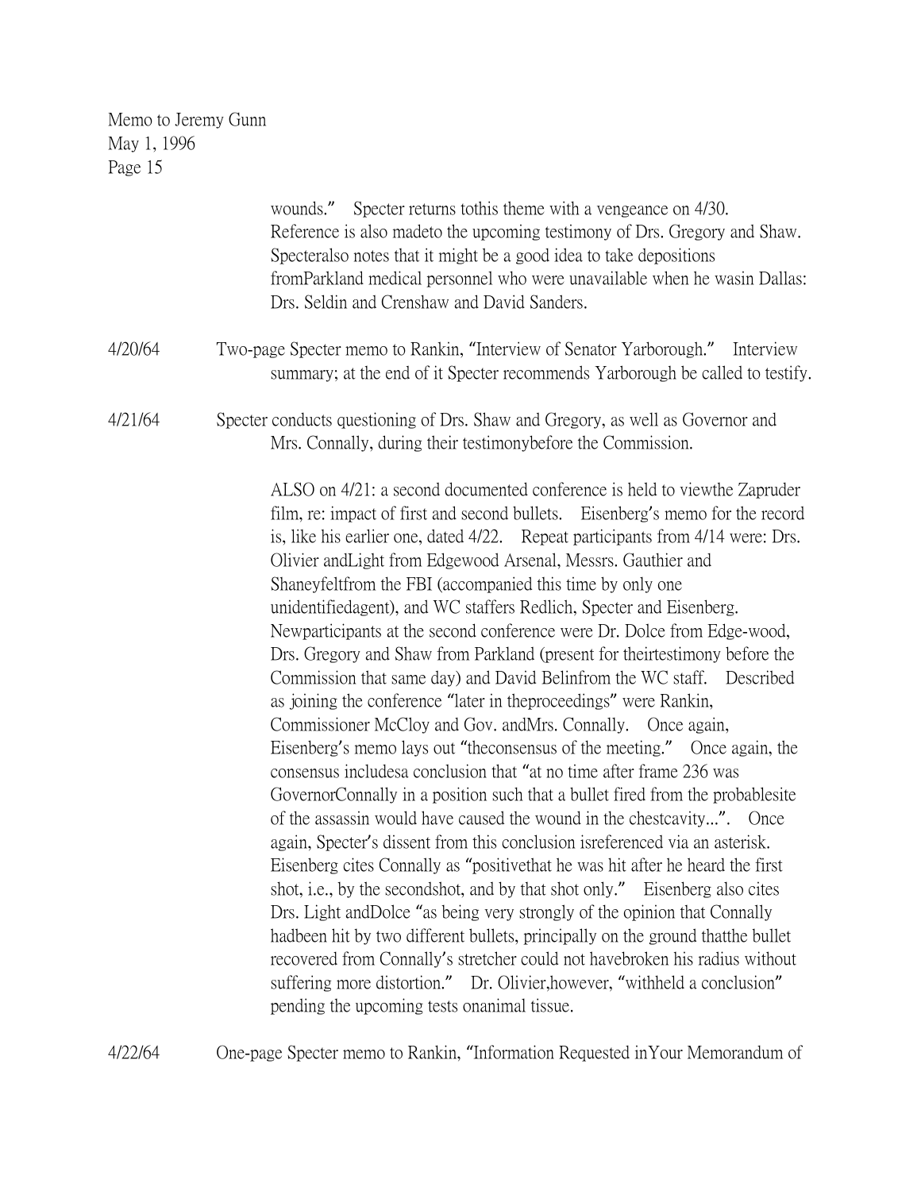wounds." Specter returns tothis theme with a vengeance on 4/30. Reference is also madeto the upcoming testimony of Drs. Gregory and Shaw. Specteralso notes that it might be a good idea to take depositions fromParkland medical personnel who were unavailable when he wasin Dallas: Drs. Seldin and Crenshaw and David Sanders.

4/20/64 Two-page Specter memo to Rankin, "Interview of Senator Yarborough." Interview summary; at the end of it Specter recommends Yarborough be called to testify.

4/21/64 Specter conducts questioning of Drs. Shaw and Gregory, as well as Governor and Mrs. Connally, during their testimonybefore the Commission.

ALSO on 4/21: a second documented conference is held to viewthe Zapruder film, re: impact of first and second bullets. Eisenberg's memo for the record is, like his earlier one, dated 4/22. Repeat participants from 4/14 were: Drs. Olivier andLight from Edgewood Arsenal, Messrs. Gauthier and Shaneyfeltfrom the FBI (accompanied this time by only one unidentifiedagent), and WC staffers Redlich, Specter and Eisenberg. Newparticipants at the second conference were Dr. Dolce from Edge-wood, Drs. Gregory and Shaw from Parkland (present for theirtestimony before the Commission that same day) and David Belinfrom the WC staff. Described as joining the conference "later in theproceedings" were Rankin, Commissioner McCloy and Gov. andMrs. Connally. Once again, Eisenberg's memo lays out "theconsensus of the meeting." Once again, the consensus includesa conclusion that "at no time after frame 236 was GovernorConnally in a position such that a bullet fired from the probablesite of the assassin would have caused the wound in the chestcavity...". Once again, Specter's dissent from this conclusion isreferenced via an asterisk. Eisenberg cites Connally as "positivethat he was hit after he heard the first shot, i.e., by the secondshot, and by that shot only." Eisenberg also cites Drs. Light andDolce "as being very strongly of the opinion that Connally hadbeen hit by two different bullets, principally on the ground thatthe bullet recovered from Connally's stretcher could not havebroken his radius without suffering more distortion." Dr. Olivier,however, "withheld a conclusion" pending the upcoming tests onanimal tissue.

4/22/64 One-page Specter memo to Rankin, "Information Requested inYour Memorandum of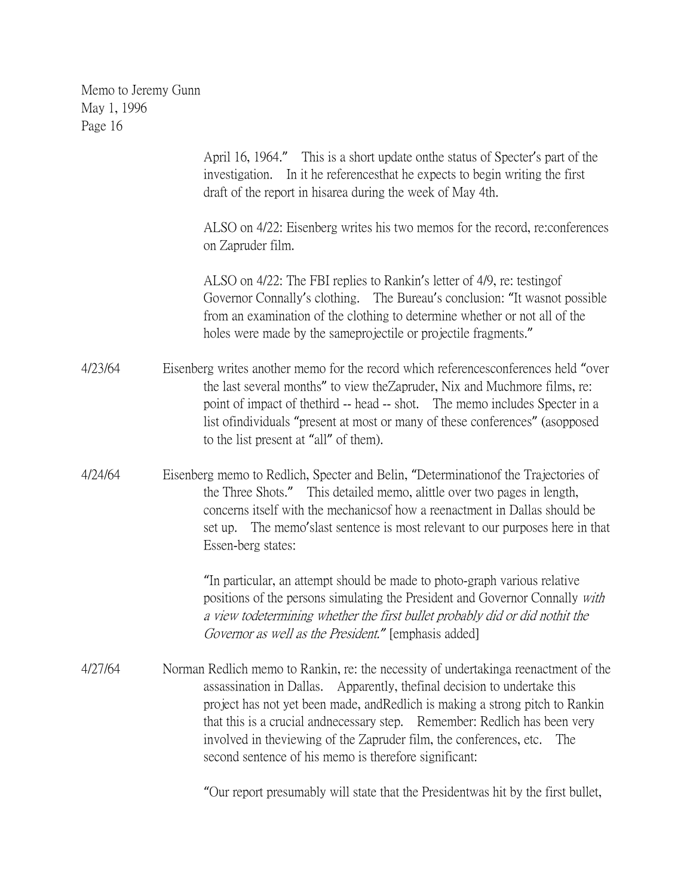April 16, 1964." This is a short update onthe status of Specter's part of the investigation. In it he referencesthat he expects to begin writing the first draft of the report in hisarea during the week of May 4th.

ALSO on 4/22: Eisenberg writes his two memos for the record, re:conferences on Zapruder film.

ALSO on 4/22: The FBI replies to Rankin's letter of 4/9, re: testingof Governor Connally's clothing. The Bureau's conclusion: "It wasnot possible from an examination of the clothing to determine whether or not all of the holes were made by the sameprojectile or projectile fragments."

4/23/64 Eisenberg writes another memo for the record which referencesconferences held "over the last several months" to view theZapruder, Nix and Muchmore films, re: point of impact of thethird -- head -- shot. The memo includes Specter in a list ofindividuals "present at most or many of these conferences" (asopposed to the list present at "all" of them).

4/24/64 Eisenberg memo to Redlich, Specter and Belin, "Determinationof the Trajectories of the Three Shots." This detailed memo, alittle over two pages in length, concerns itself with the mechanicsof how a reenactment in Dallas should be set up. The memo'slast sentence is most relevant to our purposes here in that Essen-berg states:

"In particular, an attempt should be made to photo-graph various relative positions of the persons simulating the President and Governor Connally *with a view todetermining whether the first bullet probably did or did nothit the Governor as well as the President.*" [emphasis added]

4/27/64 Norman Redlich memo to Rankin, re: the necessity of undertakinga reenactment of the assassination in Dallas. Apparently, thefinal decision to undertake this project has not yet been made, andRedlich is making a strong pitch to Rankin that this is a crucial andnecessary step. Remember: Redlich has been very involved in theviewing of the Zapruder film, the conferences, etc. The second sentence of his memo is therefore significant:

"Our report presumably will state that the Presidentwas hit by the first bullet,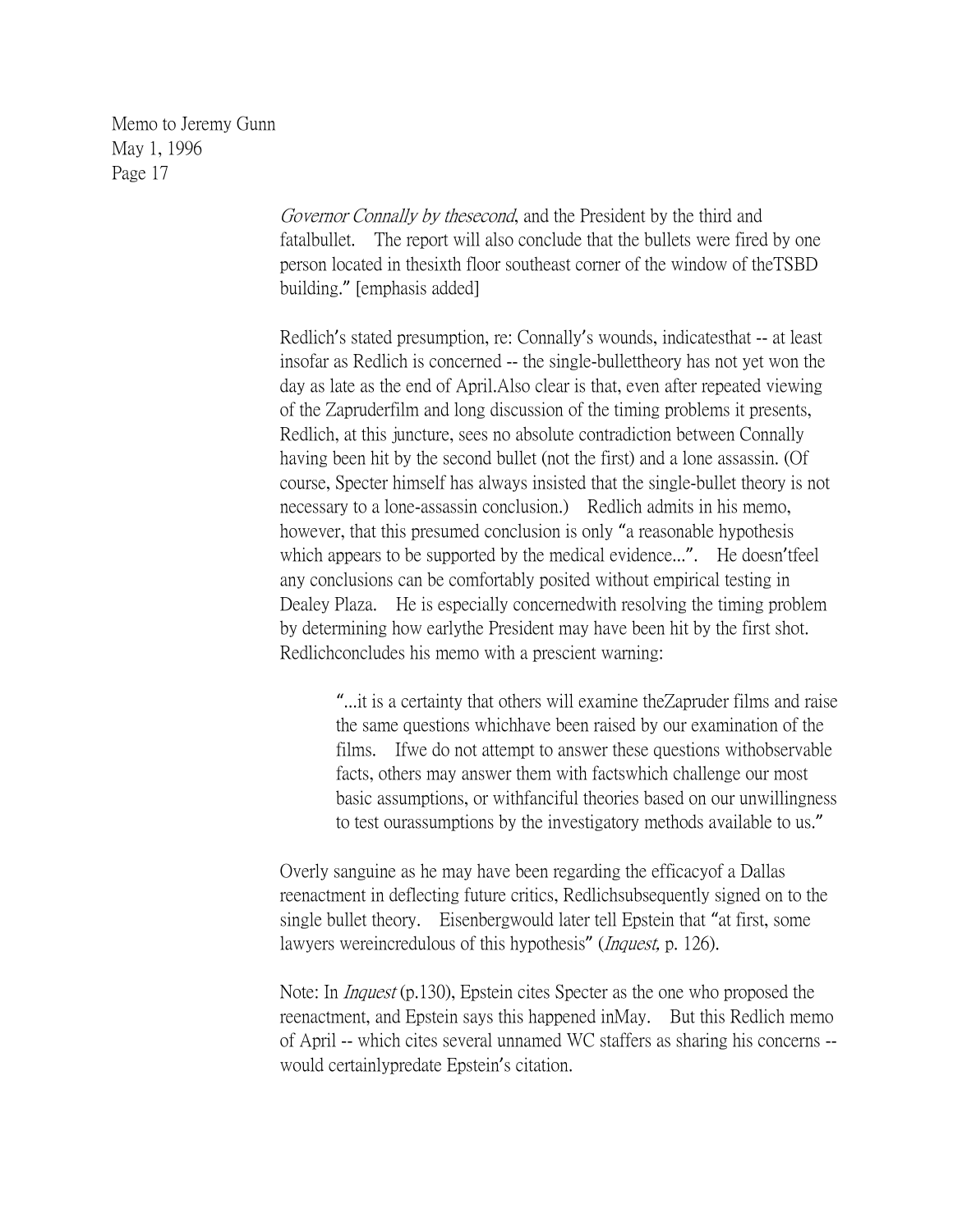*Governor Connally by thesecond*, and the President by the third and fatalbullet. The report will also conclude that the bullets were fired by one person located in thesixth floor southeast corner of the window of theTSBD building." [emphasis added]

Redlich's stated presumption, re: Connally's wounds, indicatesthat -- at least insofar as Redlich is concerned -- the single-bullettheory has not yet won the day as late as the end of April.Also clear is that, even after repeated viewing of the Zapruderfilm and long discussion of the timing problems it presents, Redlich, at this juncture, sees no absolute contradiction between Connally having been hit by the second bullet (not the first) and a lone assassin. (Of course, Specter himself has always insisted that the single-bullet theory is not necessary to a lone-assassin conclusion.) Redlich admits in his memo, however, that this presumed conclusion is only "a reasonable hypothesis which appears to be supported by the medical evidence...". He doesn'tfeel any conclusions can be comfortably posited without empirical testing in Dealey Plaza. He is especially concernedwith resolving the timing problem by determining how earlythe President may have been hit by the first shot. Redlichconcludes his memo with a prescient warning:

> "...it is a certainty that others will examine theZapruder films and raise the same questions whichhave been raised by our examination of the films. Ifwe do not attempt to answer these questions withobservable facts, others may answer them with factswhich challenge our most basic assumptions, or withfanciful theories based on our unwillingness to test ourassumptions by the investigatory methods available to us."

Overly sanguine as he may have been regarding the efficacyof a Dallas reenactment in deflecting future critics, Redlichsubsequently signed on to the single bullet theory. Eisenbergwould later tell Epstein that "at first, some lawyers wereincredulous of this hypothesis" (*Inquest,* p. 126).

Note: In *Inquest* (p.130), Epstein cites Specter as the one who proposed the reenactment, and Epstein says this happened inMay. But this Redlich memo of April -- which cites several unnamed WC staffers as sharing his concerns -- would certainlypredate Epstein's citation.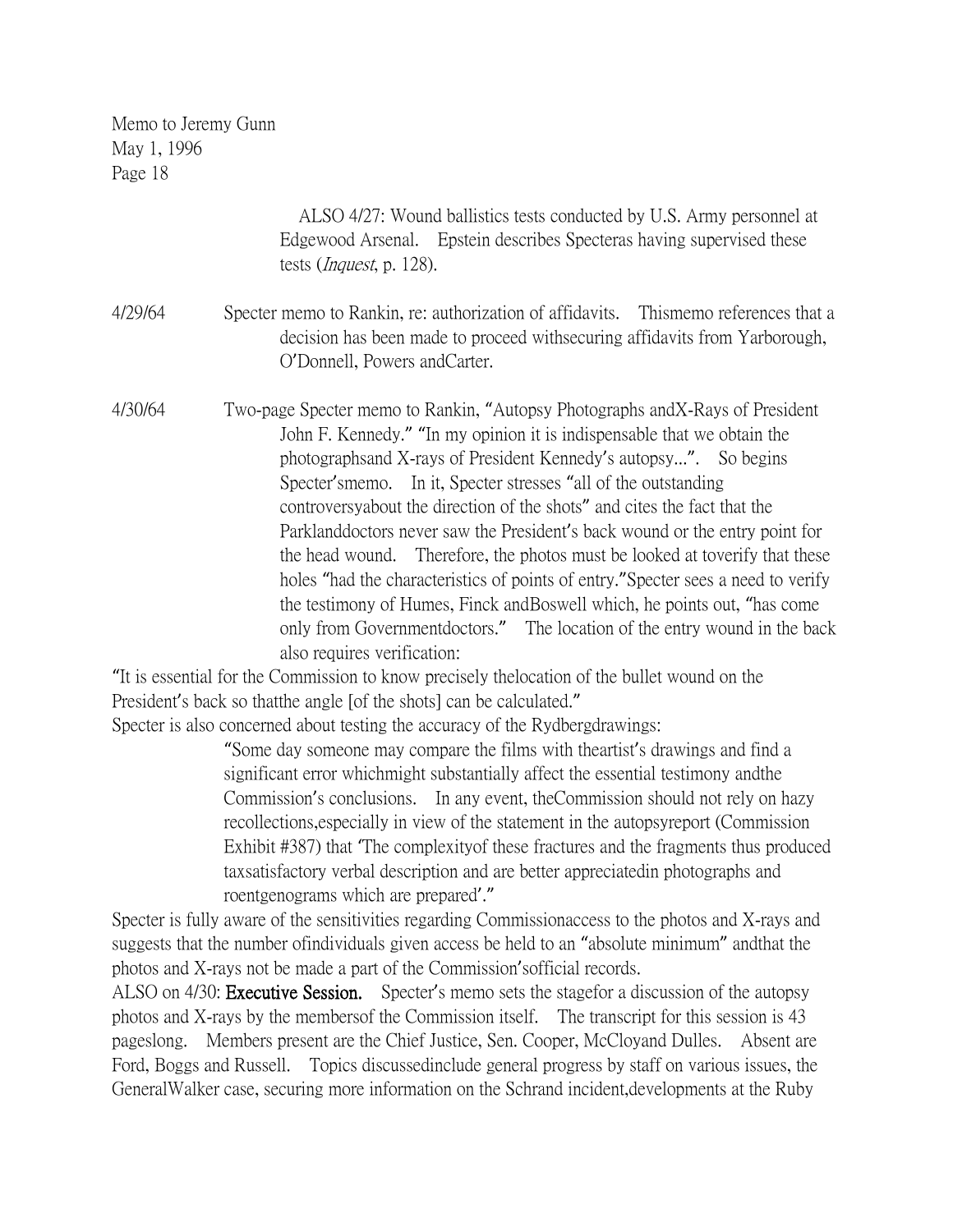Memo to Jeremy Gunn
May 1, 1996

ALSO 4/27: Wound ballistics tests conducted by U.S. Army personnel at Edgewood Arsenal. Epstein describes Specteras having supervised these tests (*Inquest*, p. 128).

4/29/64 Specter memo to Rankin, re: authorization of affidavits. Thismemo references that a decision has been made to proceed withsecuring affidavits from Yarborough, O'Donnell, Powers andCarter.

4/30/64 Two-page Specter memo to Rankin, "Autopsy Photographs andX-Rays of President John F. Kennedy." "In my opinion it is indispensable that we obtain the photographsand X-rays of President Kennedy's autopsy...". So begins Specter'smemo. In it, Specter stresses "all of the outstanding controversyabout the direction of the shots" and cites the fact that the Parklanddoctors never saw the President's back wound or the entry point for the head wound. Therefore, the photos must be looked at toverify that these holes "had the characteristics of points of entry."Specter sees a need to verify the testimony of Humes, Finck andBoswell which, he points out, "has come only from Governmentdoctors." The location of the entry wound in the back also requires verification:

"It is essential for the Commission to know precisely thelocation of the bullet wound on the President's back so thatthe angle [of the shots] can be calculated."

Specter is also concerned about testing the accuracy of the Rydbergdrawings:

> "Some day someone may compare the films with theartist's drawings and find a significant error whichmight substantially affect the essential testimony andthe Commission's conclusions. In any event, theCommission should not rely on hazy recollections,especially in view of the statement in the autopsyreport (Commission Exhibit #387) that 'The complexityof these fractures and the fragments thus produced taxsatisfactory verbal description and are better appreciatedin photographs and roentgenograms which are prepared'."

Specter is fully aware of the sensitivities regarding Commissionaccess to the photos and X-rays and suggests that the number ofindividuals given access be held to an "absolute minimum" andthat the photos and X-rays not be made a part of the Commission'sofficial records.

ALSO on 4/30: **Executive Session.** Specter's memo sets the stagefor a discussion of the autopsy photos and X-rays by the membersof the Commission itself. The transcript for this session is 43 pageslong. Members present are the Chief Justice, Sen. Cooper, McCloyand Dulles. Absent are Ford, Boggs and Russell. Topics discussedinclude general progress by staff on various issues, the GeneralWalker case, securing more information on the Schrand incident,developments at the Ruby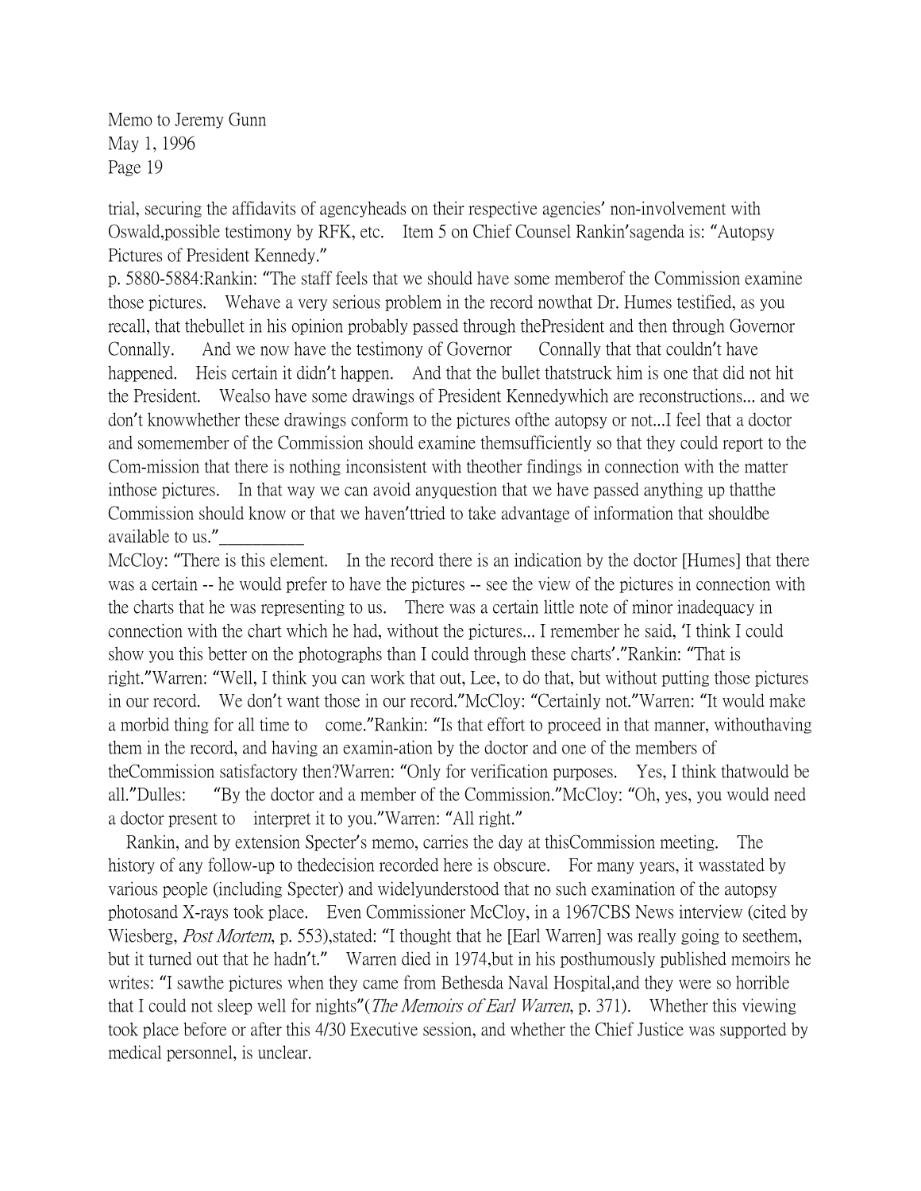trial, securing the affidavits of agencyheads on their respective agencies' non-involvement with Oswald,possible testimony by RFK, etc. Item 5 on Chief Counsel Rankin'sagenda is: "Autopsy Pictures of President Kennedy."

p. 5880-5884:Rankin: "The staff feels that we should have some memberof the Commission examine those pictures. Wehave a very serious problem in the record nowthat Dr. Humes testified, as you recall, that thebullet in his opinion probably passed through thePresident and then through Governor Connally. And we now have the testimony of Governor Connally that that couldn't have happened. Heis certain it didn't happen. And that the bullet thatstruck him is one that did not hit the President. Wealso have some drawings of President Kennedywhich are reconstructions... and we don't knowwhether these drawings conform to the pictures ofthe autopsy or not...I feel that a doctor and somemember of the Commission should examine themsufficiently so that they could report to the Com-mission that there is nothing inconsistent with theother findings in connection with the matter inthose pictures. In that way we can avoid anyquestion that we have passed anything up thatthe Commission should know or that we haven'ttried to take advantage of information that shouldbe available to us."__________

McCloy: "There is this element. In the record there is an indication by the doctor [Humes] that there was a certain -- he would prefer to have the pictures -- see the view of the pictures in connection with the charts that he was representing to us. There was a certain little note of minor inadequacy in connection with the chart which he had, without the pictures... I remember he said, 'I think I could show you this better on the photographs than I could through these charts'."Rankin: "That is right."Warren: "Well, I think you can work that out, Lee, to do that, but without putting those pictures in our record. We don't want those in our record."McCloy: "Certainly not."Warren: "It would make a morbid thing for all time to come."Rankin: "Is that effort to proceed in that manner, withouthaving them in the record, and having an examin-ation by the doctor and one of the members of theCommission satisfactory then?Warren: "Only for verification purposes. Yes, I think thatwould be all."Dulles: "By the doctor and a member of the Commission."McCloy: "Oh, yes, you would need a doctor present to interpret it to you."Warren: "All right."

Rankin, and by extension Specter's memo, carries the day at thisCommission meeting. The history of any follow-up to thedecision recorded here is obscure. For many years, it wasstated by various people (including Specter) and widelyunderstood that no such examination of the autopsy photosand X-rays took place. Even Commissioner McCloy, in a 1967CBS News interview (cited by Wiesberg, *Post Mortem*, p. 553),stated: "I thought that he [Earl Warren] was really going to seethem, but it turned out that he hadn't." Warren died in 1974,but in his posthumously published memoirs he writes: "I sawthe pictures when they came from Bethesda Naval Hospital,and they were so horrible that I could not sleep well for nights"(*The Memoirs of Earl Warren*, p. 371). Whether this viewing took place before or after this 4/30 Executive session, and whether the Chief Justice was supported by medical personnel, is unclear.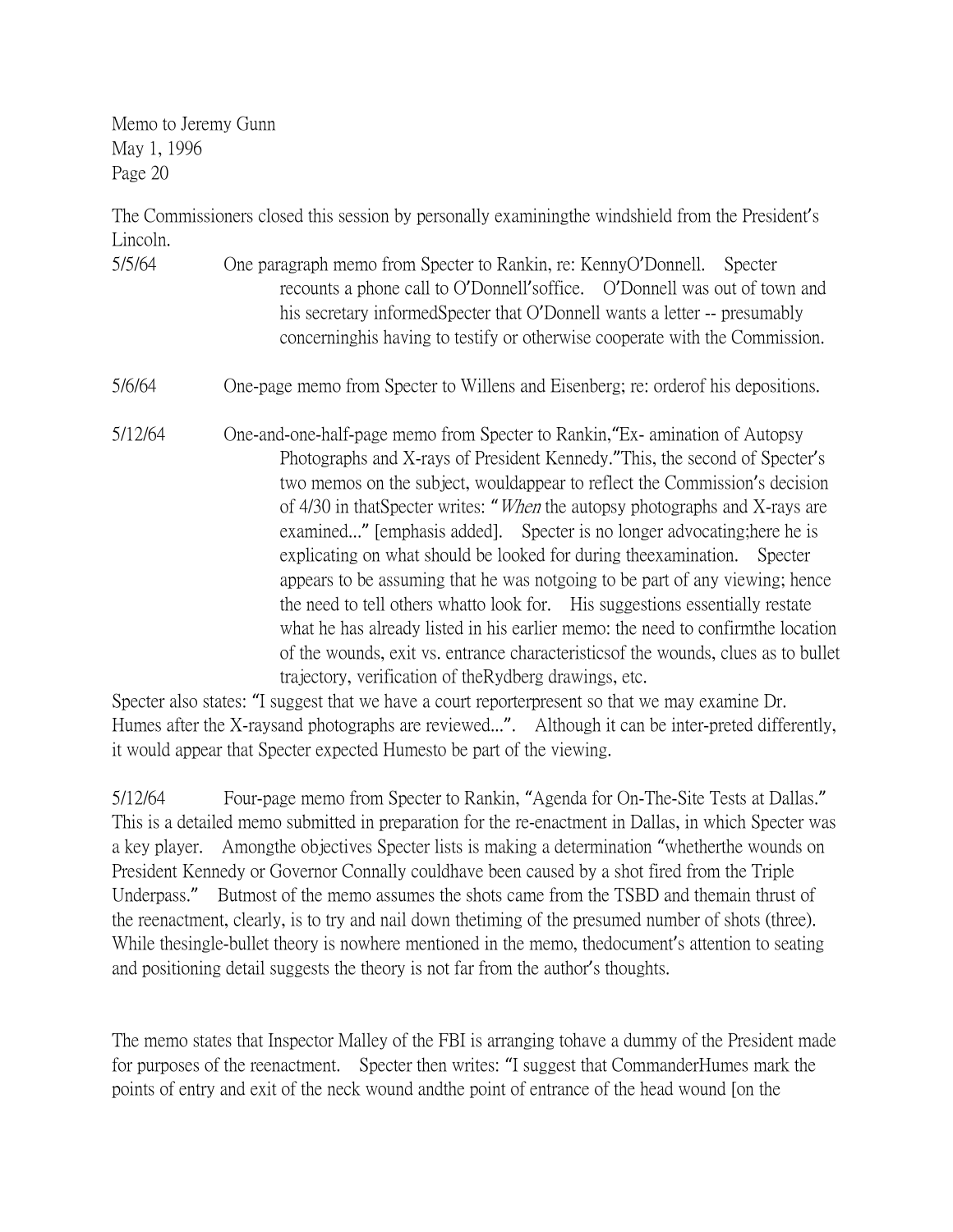The Commissioners closed this session by personally examiningthe windshield from the President's Lincoln.

5/5/64 One paragraph memo from Specter to Rankin, re: KennyO'Donnell. Specter recounts a phone call to O'Donnell'soffice. O'Donnell was out of town and his secretary informedSpecter that O'Donnell wants a letter -- presumably concerninghis having to testify or otherwise cooperate with the Commission.

5/6/64 One-page memo from Specter to Willens and Eisenberg; re: orderof his depositions.

5/12/64 One-and-one-half-page memo from Specter to Rankin,"Ex- amination of Autopsy Photographs and X-rays of President Kennedy."This, the second of Specter's two memos on the subject, wouldappear to reflect the Commission's decision of 4/30 in thatSpecter writes: "*When* the autopsy photographs and X-rays are examined..." [emphasis added]. Specter is no longer advocating;here he is explicating on what should be looked for during theexamination. Specter appears to be assuming that he was notgoing to be part of any viewing; hence the need to tell others whatto look for. His suggestions essentially restate what he has already listed in his earlier memo: the need to confirmthe location of the wounds, exit vs. entrance characteristicsof the wounds, clues as to bullet trajectory, verification of theRydberg drawings, etc.

Specter also states: "I suggest that we have a court reporterpresent so that we may examine Dr. Humes after the X-raysand photographs are reviewed...". Although it can be inter-preted differently, it would appear that Specter expected Humesto be part of the viewing.

5/12/64 Four-page memo from Specter to Rankin, "Agenda for On-The-Site Tests at Dallas." This is a detailed memo submitted in preparation for the re-enactment in Dallas, in which Specter was a key player. Amongthe objectives Specter lists is making a determination "whetherthe wounds on President Kennedy or Governor Connally couldhave been caused by a shot fired from the Triple Underpass." Butmost of the memo assumes the shots came from the TSBD and themain thrust of the reenactment, clearly, is to try and nail down thetiming of the presumed number of shots (three). While thesingle-bullet theory is nowhere mentioned in the memo, thedocument's attention to seating and positioning detail suggests the theory is not far from the author's thoughts.

The memo states that Inspector Malley of the FBI is arranging tohave a dummy of the President made for purposes of the reenactment. Specter then writes: "I suggest that CommanderHumes mark the points of entry and exit of the neck wound andthe point of entrance of the head wound [on the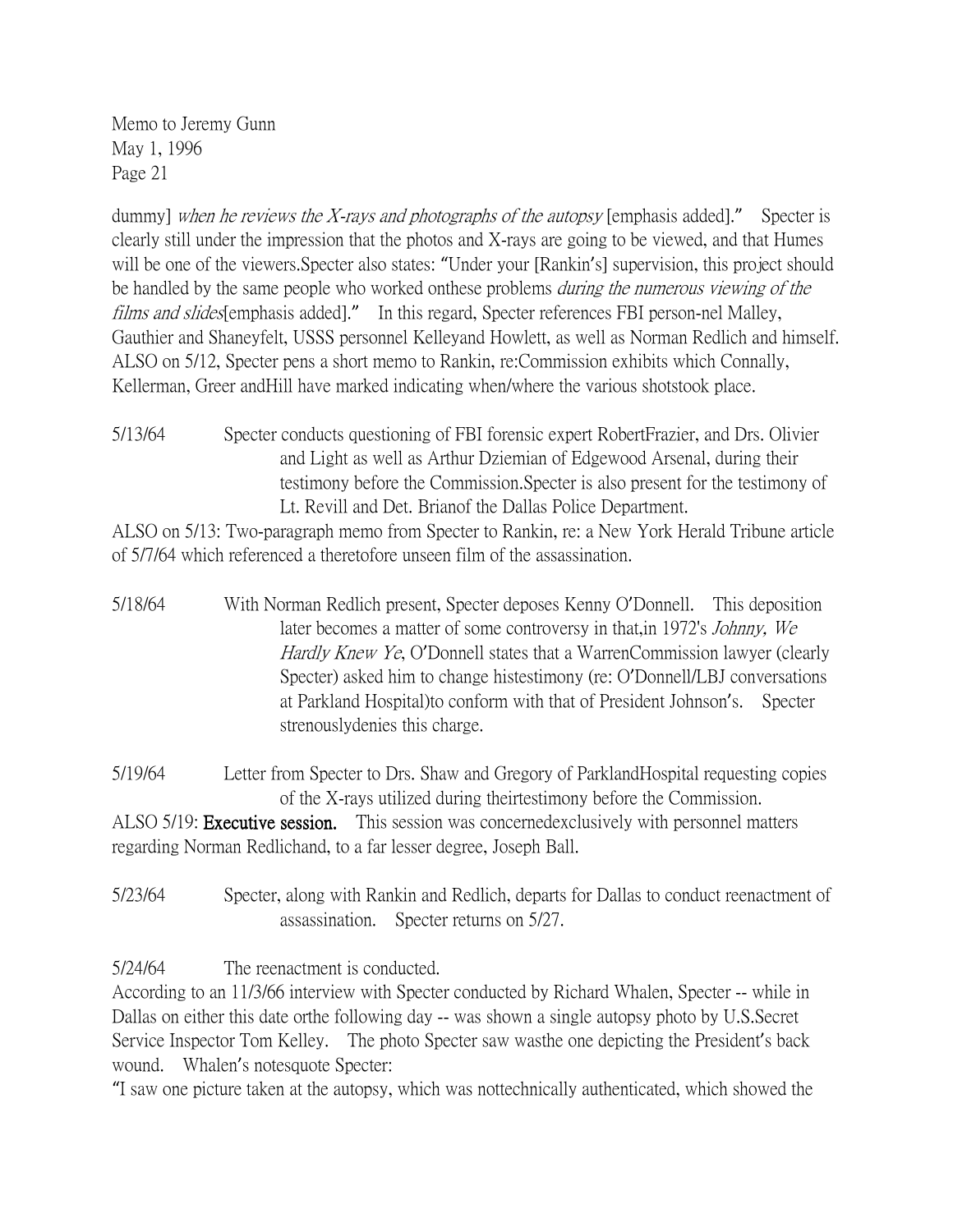Memo to Jeremy Gunn
May 1, 1996
Page 21

dummy] *when he reviews the X-rays and photographs of the autopsy* [emphasis added]." Specter is clearly still under the impression that the photos and X-rays are going to be viewed, and that Humes will be one of the viewers.Specter also states: "Under your [Rankin's] supervision, this project should be handled by the same people who worked onthese problems *during the numerous viewing of the films and slides*[emphasis added]." In this regard, Specter references FBI person-nel Malley, Gauthier and Shaneyfelt, USSS personnel Kelleyand Howlett, as well as Norman Redlich and himself. ALSO on 5/12, Specter pens a short memo to Rankin, re:Commission exhibits which Connally, Kellerman, Greer andHill have marked indicating when/where the various shotstook place.

5/13/64 Specter conducts questioning of FBI forensic expert RobertFrazier, and Drs. Olivier and Light as well as Arthur Dziemian of Edgewood Arsenal, during their testimony before the Commission.Specter is also present for the testimony of Lt. Revill and Det. Brianof the Dallas Police Department.

ALSO on 5/13: Two-paragraph memo from Specter to Rankin, re: a New York Herald Tribune article of 5/7/64 which referenced a theretofore unseen film of the assassination.

5/18/64 With Norman Redlich present, Specter deposes Kenny O'Donnell. This deposition later becomes a matter of some controversy in that,in 1972's *Johnny, We Hardly Knew Ye*, O'Donnell states that a WarrenCommission lawyer (clearly Specter) asked him to change histestimony (re: O'Donnell/LBJ conversations at Parkland Hospital)to conform with that of President Johnson's. Specter strenouslydenies this charge.

5/19/64 Letter from Specter to Drs. Shaw and Gregory of ParklandHospital requesting copies of the X-rays utilized during theirtestimony before the Commission.

ALSO 5/19: **Executive session.** This session was concernedexclusively with personnel matters regarding Norman Redlichand, to a far lesser degree, Joseph Ball.

5/23/64 Specter, along with Rankin and Redlich, departs for Dallas to conduct reenactment of assassination. Specter returns on 5/27.

5/24/64 The reenactment is conducted.

According to an 11/3/66 interview with Specter conducted by Richard Whalen, Specter -- while in Dallas on either this date orthe following day -- was shown a single autopsy photo by U.S.Secret Service Inspector Tom Kelley. The photo Specter saw wasthe one depicting the President's back wound. Whalen's notesquote Specter:

"I saw one picture taken at the autopsy, which was nottechnically authenticated, which showed the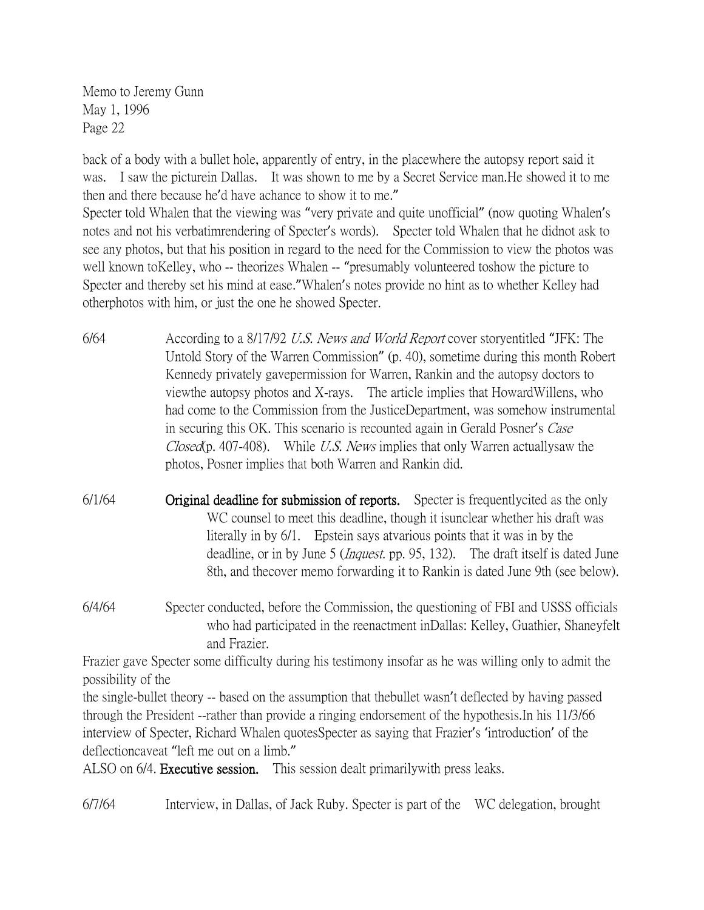back of a body with a bullet hole, apparently of entry, in the placewhere the autopsy report said it was. I saw the picturein Dallas. It was shown to me by a Secret Service man.He showed it to me then and there because he'd have achance to show it to me."

Specter told Whalen that the viewing was "very private and quite unofficial" (now quoting Whalen's notes and not his verbatimrendering of Specter's words). Specter told Whalen that he didnot ask to see any photos, but that his position in regard to the need for the Commission to view the photos was well known toKelley, who -- theorizes Whalen -- "presumably volunteered toshow the picture to Specter and thereby set his mind at ease."Whalen's notes provide no hint as to whether Kelley had otherphotos with him, or just the one he showed Specter.

6/64 According to a 8/17/92 *U.S. News and World Report* cover storyentitled "JFK: The Untold Story of the Warren Commission" (p. 40), sometime during this month Robert Kennedy privately gavepermission for Warren, Rankin and the autopsy doctors to viewthe autopsy photos and X-rays. The article implies that HowardWillens, who had come to the Commission from the JusticeDepartment, was somehow instrumental in securing this OK. This scenario is recounted again in Gerald Posner's *Case Closed*(p. 407-408). While *U.S. News* implies that only Warren actuallysaw the photos, Posner implies that both Warren and Rankin did.

6/1/64 **Original deadline for submission of reports.** Specter is frequentlycited as the only WC counsel to meet this deadline, though it isunclear whether his draft was literally in by 6/1. Epstein says atvarious points that it was in by the deadline, or in by June 5 (*Inquest*. pp. 95, 132). The draft itself is dated June 8th, and thecover memo forwarding it to Rankin is dated June 9th (see below).

6/4/64 Specter conducted, before the Commission, the questioning of FBI and USSS officials who had participated in the reenactment inDallas: Kelley, Guathier, Shaneyfelt and Frazier.

Frazier gave Specter some difficulty during his testimony insofar as he was willing only to admit the possibility of the

the single-bullet theory -- based on the assumption that thebullet wasn't deflected by having passed through the President --rather than provide a ringing endorsement of the hypothesis.In his 11/3/66 interview of Specter, Richard Whalen quotesSpecter as saying that Frazier's 'introduction' of the deflectioncaveat "left me out on a limb."

ALSO on 6/4. **Executive session.** This session dealt primarilywith press leaks.

6/7/64 Interview, in Dallas, of Jack Ruby. Specter is part of the WC delegation, brought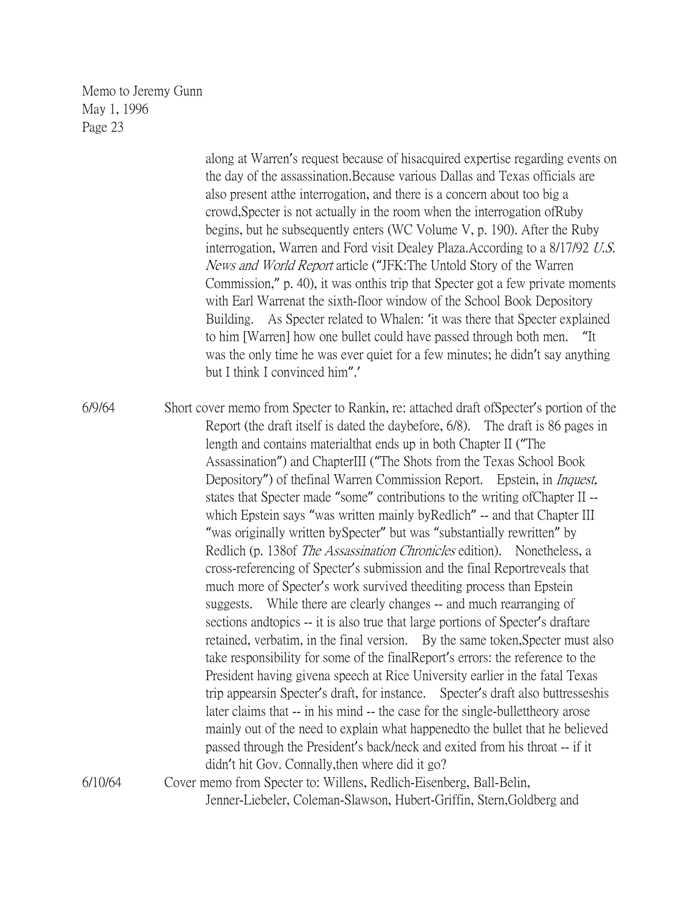along at Warren's request because of hisacquired expertise regarding events on the day of the assassination.Because various Dallas and Texas officials are also present atthe interrogation, and there is a concern about too big a crowd,Specter is not actually in the room when the interrogation ofRuby begins, but he subsequently enters (WC Volume V, p. 190). After the Ruby interrogation, Warren and Ford visit Dealey Plaza.According to a 8/17/92 *U.S. News and World Report* article ("JFK:The Untold Story of the Warren Commission," p. 40), it was onthis trip that Specter got a few private moments with Earl Warrenat the sixth-floor window of the School Book Depository Building. As Specter related to Whalen: 'it was there that Specter explained to him [Warren] how one bullet could have passed through both men. "It was the only time he was ever quiet for a few minutes; he didn't say anything but I think I convinced him".'

6/9/64 Short cover memo from Specter to Rankin, re: attached draft ofSpecter's portion of the Report (the draft itself is dated the daybefore, 6/8). The draft is 86 pages in length and contains materialthat ends up in both Chapter II ("The Assassination") and ChapterIII ("The Shots from the Texas School Book Depository") of thefinal Warren Commission Report. Epstein, in *Inquest,* states that Specter made "some" contributions to the writing ofChapter II -- which Epstein says "was written mainly byRedlich" -- and that Chapter III "was originally written bySpecter" but was "substantially rewritten" by Redlich (p. 138of *The Assassination Chronicles* edition). Nonetheless, a cross-referencing of Specter's submission and the final Reportreveals that much more of Specter's work survived theediting process than Epstein suggests. While there are clearly changes -- and much rearranging of sections andtopics -- it is also true that large portions of Specter's draftare retained, verbatim, in the final version. By the same token,Specter must also take responsibility for some of the finalReport's errors: the reference to the President having givena speech at Rice University earlier in the fatal Texas trip appearsin Specter's draft, for instance. Specter's draft also buttresseshis later claims that -- in his mind -- the case for the single-bullettheory arose mainly out of the need to explain what happenedto the bullet that he believed passed through the President's back/neck and exited from his throat -- if it didn't hit Gov. Connally,then where did it go?

6/10/64 Cover memo from Specter to: Willens, Redlich-Eisenberg, Ball-Belin, Jenner-Liebeler, Coleman-Slawson, Hubert-Griffin, Stern,Goldberg and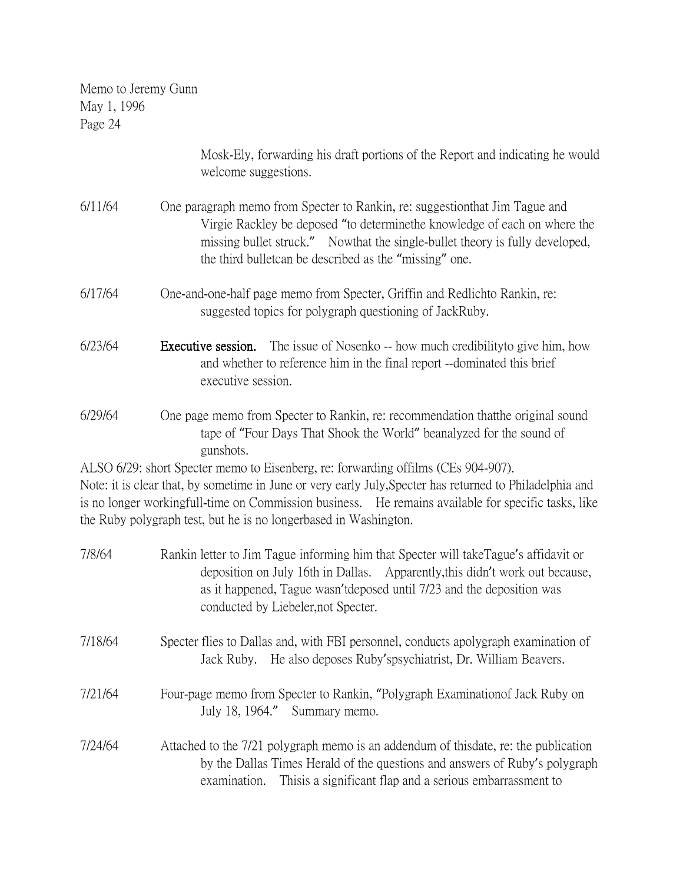Mosk-Ely, forwarding his draft portions of the Report and indicating he would welcome suggestions.

6/11/64 One paragraph memo from Specter to Rankin, re: suggestionthat Jim Tague and Virgie Rackley be deposed "to determinethe knowledge of each on where the missing bullet struck." Nowthat the single-bullet theory is fully developed, the third bulletcan be described as the "missing" one.

6/17/64 One-and-one-half page memo from Specter, Griffin and Redlichto Rankin, re: suggested topics for polygraph questioning of JackRuby.

6/23/64 **Executive session.** The issue of Nosenko -- how much credibilityto give him, how and whether to reference him in the final report --dominated this brief executive session.

6/29/64 One page memo from Specter to Rankin, re: recommendation thatthe original sound tape of "Four Days That Shook the World" beanalyzed for the sound of gunshots.

ALSO 6/29: short Specter memo to Eisenberg, re: forwarding offilms (CEs 904-907).

Note: it is clear that, by sometime in June or very early July,Specter has returned to Philadelphia and is no longer workingfull-time on Commission business. He remains available for specific tasks, like the Ruby polygraph test, but he is no longerbased in Washington.

7/8/64 Rankin letter to Jim Tague informing him that Specter will takeTague's affidavit or deposition on July 16th in Dallas. Apparently,this didn't work out because, as it happened, Tague wasn'tdeposed until 7/23 and the deposition was conducted by Liebeler,not Specter.

7/18/64 Specter flies to Dallas and, with FBI personnel, conducts apolygraph examination of Jack Ruby. He also deposes Ruby'spsychiatrist, Dr. William Beavers.

7/21/64 Four-page memo from Specter to Rankin, "Polygraph Examinationof Jack Ruby on July 18, 1964." Summary memo.

7/24/64 Attached to the 7/21 polygraph memo is an addendum of thisdate, re: the publication by the Dallas Times Herald of the questions and answers of Ruby's polygraph examination. Thisis a significant flap and a serious embarrassment to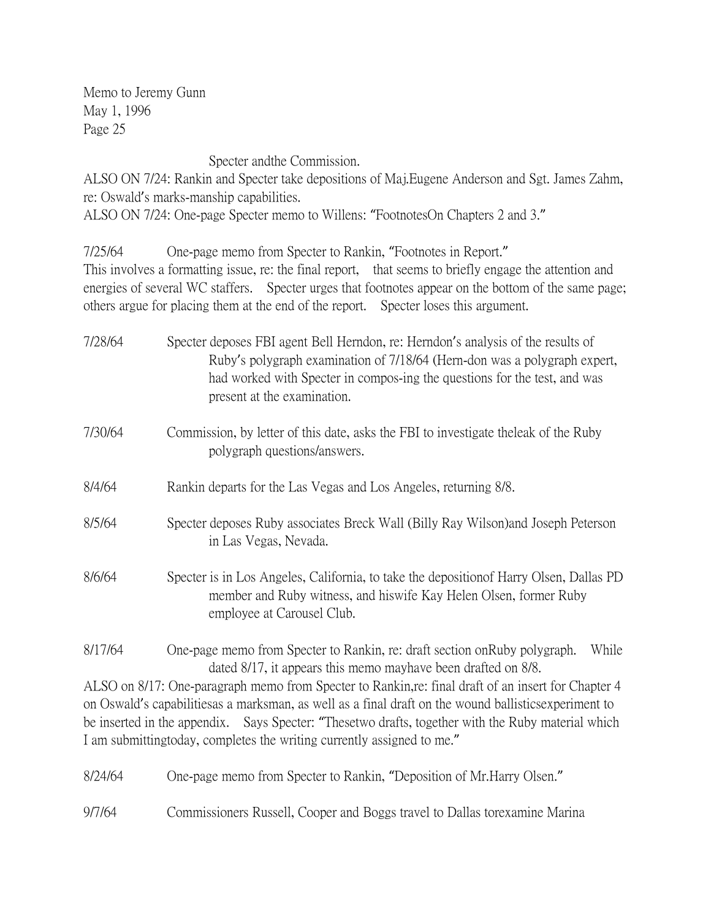Memo to Jeremy Gunn
May 1, 1996
Page 25

Specter andthe Commission.

ALSO ON 7/24: Rankin and Specter take depositions of Maj.Eugene Anderson and Sgt. James Zahm, re: Oswald's marks-manship capabilities.

ALSO ON 7/24: One-page Specter memo to Willens: "FootnotesOn Chapters 2 and 3."

7/25/64 One-page memo from Specter to Rankin, "Footnotes in Report."

This involves a formatting issue, re: the final report, that seems to briefly engage the attention and energies of several WC staffers. Specter urges that footnotes appear on the bottom of the same page; others argue for placing them at the end of the report. Specter loses this argument.

7/28/64 Specter deposes FBI agent Bell Herndon, re: Herndon's analysis of the results of Ruby's polygraph examination of 7/18/64 (Hern-don was a polygraph expert, had worked with Specter in compos-ing the questions for the test, and was present at the examination.

7/30/64 Commission, by letter of this date, asks the FBI to investigate theleak of the Ruby polygraph questions/answers.

8/4/64 Rankin departs for the Las Vegas and Los Angeles, returning 8/8.

8/5/64 Specter deposes Ruby associates Breck Wall (Billy Ray Wilson)and Joseph Peterson in Las Vegas, Nevada.

8/6/64 Specter is in Los Angeles, California, to take the depositionof Harry Olsen, Dallas PD member and Ruby witness, and hiswife Kay Helen Olsen, former Ruby employee at Carousel Club.

8/17/64 One-page memo from Specter to Rankin, re: draft section onRuby polygraph. While dated 8/17, it appears this memo mayhave been drafted on 8/8.

ALSO on 8/17: One-paragraph memo from Specter to Rankin,re: final draft of an insert for Chapter 4 on Oswald's capabilitiesas a marksman, as well as a final draft on the wound ballisticsexperiment to be inserted in the appendix. Says Specter: "Thesetwo drafts, together with the Ruby material which I am submittingtoday, completes the writing currently assigned to me."

8/24/64 One-page memo from Specter to Rankin, "Deposition of Mr.Harry Olsen."

9/7/64 Commissioners Russell, Cooper and Boggs travel to Dallas torexamine Marina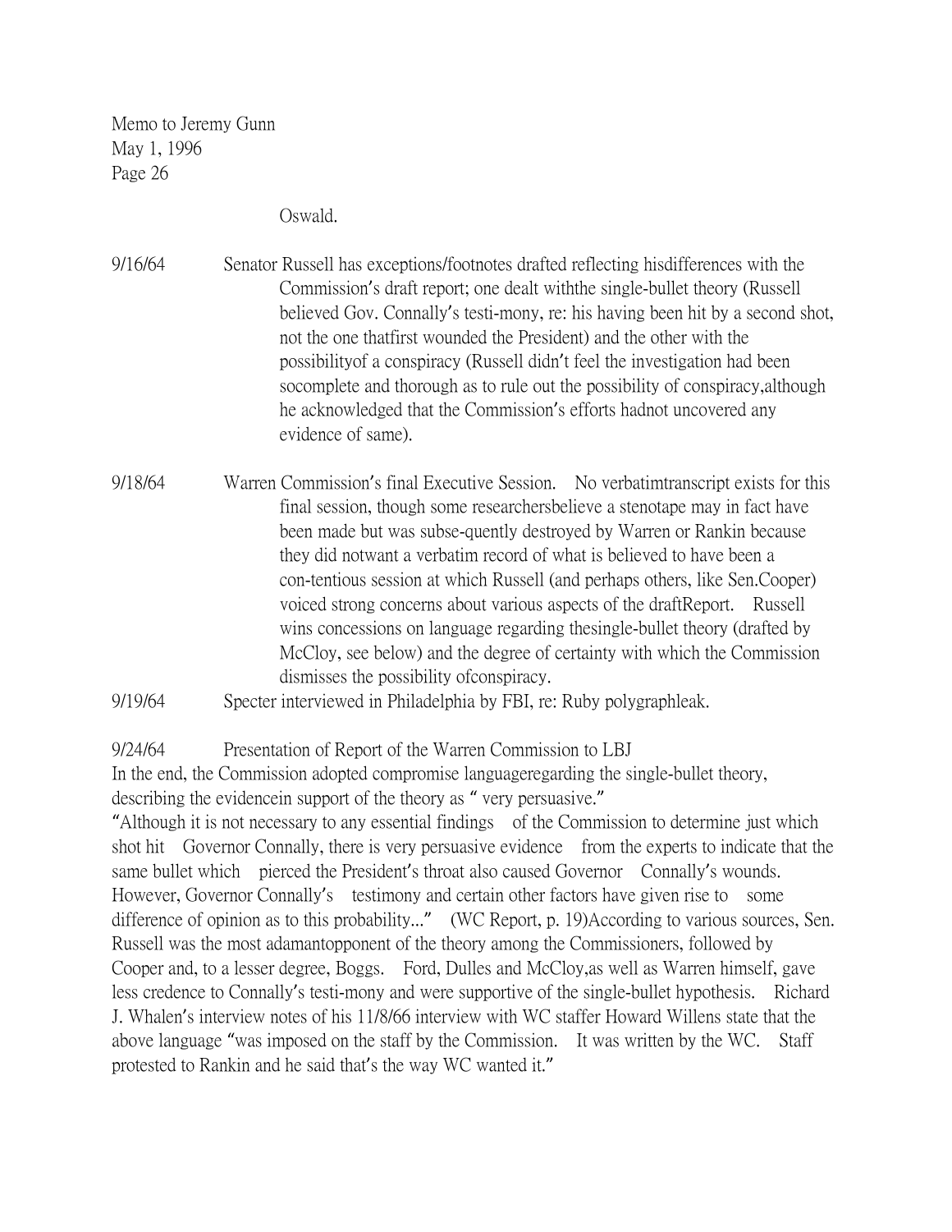Oswald.

9/16/64 Senator Russell has exceptions/footnotes drafted reflecting hisdifferences with the Commission's draft report; one dealt withthe single-bullet theory (Russell believed Gov. Connally's testi-mony, re: his having been hit by a second shot, not the one thatfirst wounded the President) and the other with the possibilityof a conspiracy (Russell didn't feel the investigation had been socomplete and thorough as to rule out the possibility of conspiracy,although he acknowledged that the Commission's efforts hadnot uncovered any evidence of same).

9/18/64 Warren Commission's final Executive Session. No verbatimtranscript exists for this final session, though some researchersbelieve a stenotape may in fact have been made but was subse-quently destroyed by Warren or Rankin because they did notwant a verbatim record of what is believed to have been a con-tentious session at which Russell (and perhaps others, like Sen.Cooper) voiced strong concerns about various aspects of the draftReport. Russell wins concessions on language regarding thesingle-bullet theory (drafted by McCloy, see below) and the degree of certainty with which the Commission dismisses the possibility ofconspiracy.

9/19/64 Specter interviewed in Philadelphia by FBI, re: Ruby polygraphleak.

9/24/64 Presentation of Report of the Warren Commission to LBJ

In the end, the Commission adopted compromise languageregarding the single-bullet theory, describing the evidencein support of the theory as " very persuasive."

"Although it is not necessary to any essential findings of the Commission to determine just which shot hit Governor Connally, there is very persuasive evidence from the experts to indicate that the same bullet which pierced the President's throat also caused Governor Connally's wounds. However, Governor Connally's testimony and certain other factors have given rise to some difference of opinion as to this probability..." (WC Report, p. 19)According to various sources, Sen. Russell was the most adamantopponent of the theory among the Commissioners, followed by Cooper and, to a lesser degree, Boggs. Ford, Dulles and McCloy,as well as Warren himself, gave less credence to Connally's testi-mony and were supportive of the single-bullet hypothesis. Richard J. Whalen's interview notes of his 11/8/66 interview with WC staffer Howard Willens state that the above language "was imposed on the staff by the Commission. It was written by the WC. Staff protested to Rankin and he said that's the way WC wanted it."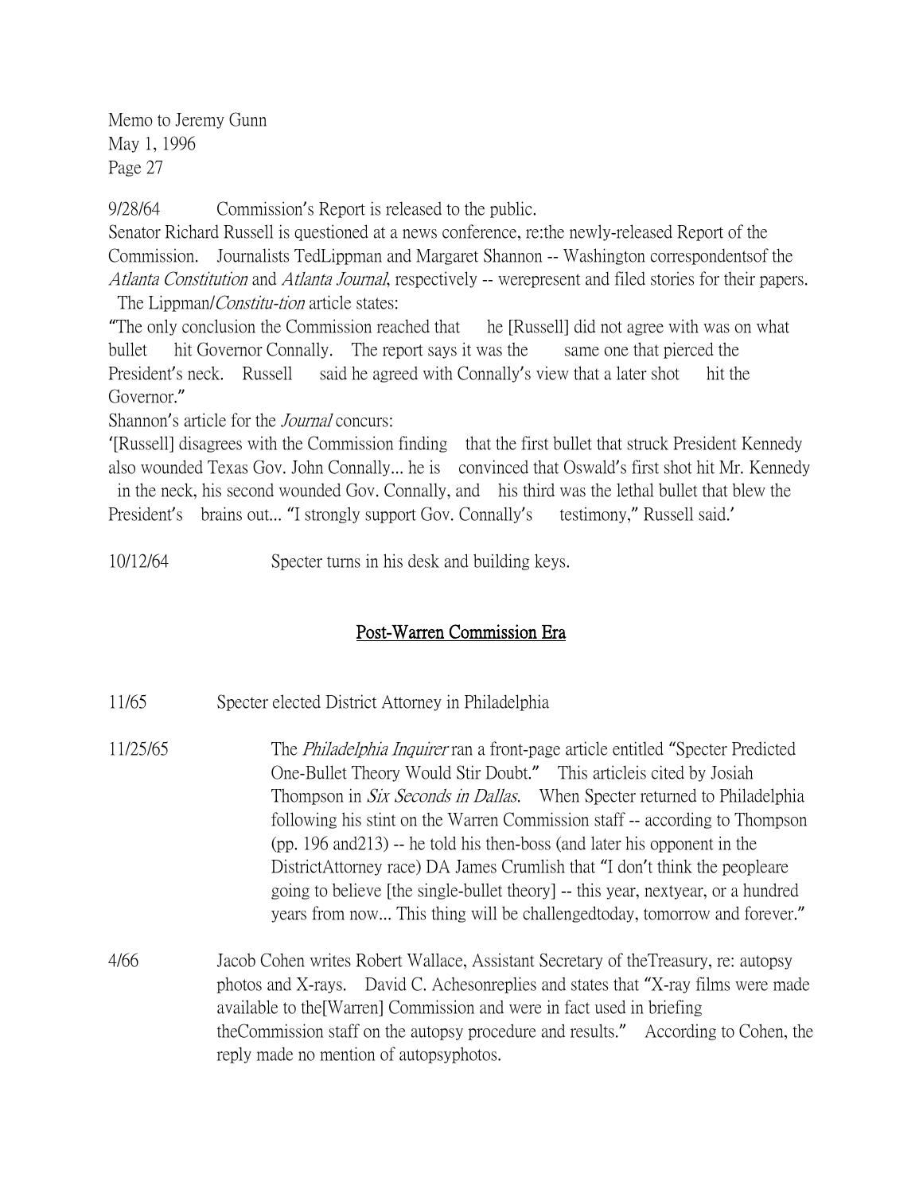9/28/64 Commission's Report is released to the public.

Senator Richard Russell is questioned at a news conference, re:the newly-released Report of the Commission. Journalists TedLippman and Margaret Shannon -- Washington correspondentsof the *Atlanta Constitution* and *Atlanta Journal*, respectively -- werepresent and filed stories for their papers. The Lippman/*Constitu-tion* article states:

"The only conclusion the Commission reached that he [Russell] did not agree with was on what bullet hit Governor Connally. The report says it was the same one that pierced the President's neck. Russell said he agreed with Connally's view that a later shot hit the Governor."

Shannon's article for the *Journal* concurs:

'[Russell] disagrees with the Commission finding that the first bullet that struck President Kennedy also wounded Texas Gov. John Connally... he is convinced that Oswald's first shot hit Mr. Kennedy in the neck, his second wounded Gov. Connally, and his third was the lethal bullet that blew the President's brains out... "I strongly support Gov. Connally's testimony," Russell said.'

10/12/64 Specter turns in his desk and building keys.

## Post-Warren Commission Era

11/65 Specter elected District Attorney in Philadelphia

11/25/65 The *Philadelphia Inquirer* ran a front-page article entitled "Specter Predicted One-Bullet Theory Would Stir Doubt." This articleis cited by Josiah Thompson in *Six Seconds in Dallas*. When Specter returned to Philadelphia following his stint on the Warren Commission staff -- according to Thompson (pp. 196 and213) -- he told his then-boss (and later his opponent in the DistrictAttorney race) DA James Crumlish that "I don't think the peopleare going to believe [the single-bullet theory] -- this year, nextyear, or a hundred years from now... This thing will be challengedtoday, tomorrow and forever."

4/66 Jacob Cohen writes Robert Wallace, Assistant Secretary of theTreasury, re: autopsy photos and X-rays. David C. Achesonreplies and states that "X-ray films were made available to the[Warren] Commission and were in fact used in briefing theCommission staff on the autopsy procedure and results." According to Cohen, the reply made no mention of autopsyphotos.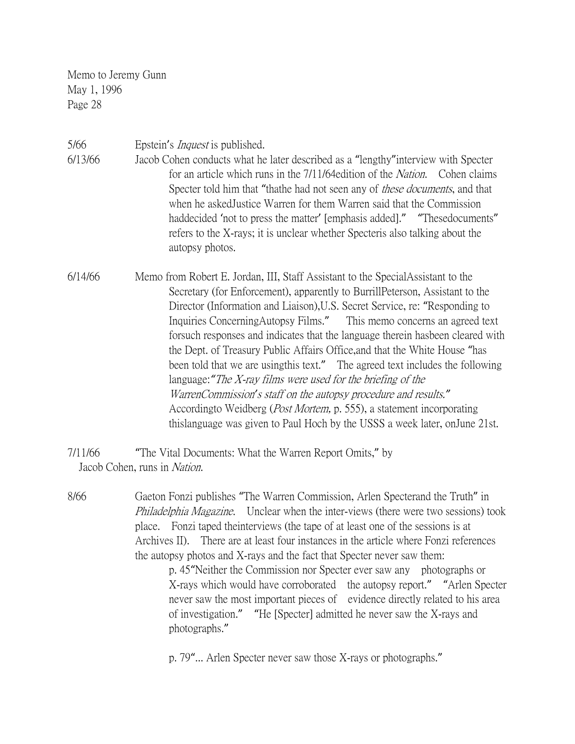Memo to Jeremy Gunn
May 1, 1996

5/66 Epstein's *Inquest* is published.

6/13/66 Jacob Cohen conducts what he later described as a "lengthy"interview with Specter for an article which runs in the 7/11/64edition of the *Nation*. Cohen claims Specter told him that "thathe had not seen any of *these documents*, and that when he askedJustice Warren for them Warren said that the Commission haddecided 'not to press the matter' [emphasis added]." "Thesedocuments" refers to the X-rays; it is unclear whether Specteris also talking about the autopsy photos.

6/14/66 Memo from Robert E. Jordan, III, Staff Assistant to the SpecialAssistant to the Secretary (for Enforcement), apparently to BurrillPeterson, Assistant to the Director (Information and Liaison),U.S. Secret Service, re: "Responding to Inquiries ConcerningAutopsy Films." This memo concerns an agreed text forsuch responses and indicates that the language therein hasbeen cleared with the Dept. of Treasury Public Affairs Office,and that the White House "has been told that we are usingthis text." The agreed text includes the following language:*"The X-ray films were used for the briefing of the WarrenCommission's staff on the autopsy procedure and results."* Accordingto Weidberg (*Post Mortem,* p. 555), a statement incorporating thislanguage was given to Paul Hoch by the USSS a week later, onJune 21st.

7/11/66 "The Vital Documents: What the Warren Report Omits," by Jacob Cohen, runs in *Nation*.

8/66 Gaeton Fonzi publishes "The Warren Commission, Arlen Specterand the Truth" in *Philadelphia Magazine*. Unclear when the inter-views (there were two sessions) took place. Fonzi taped theinterviews (the tape of at least one of the sessions is at Archives II). There are at least four instances in the article where Fonzi references the autopsy photos and X-rays and the fact that Specter never saw them:

> p. 45"Neither the Commission nor Specter ever saw any photographs or X-rays which would have corroborated the autopsy report." "Arlen Specter never saw the most important pieces of evidence directly related to his area of investigation." "He [Specter] admitted he never saw the X-rays and photographs."
>
> p. 79"... Arlen Specter never saw those X-rays or photographs."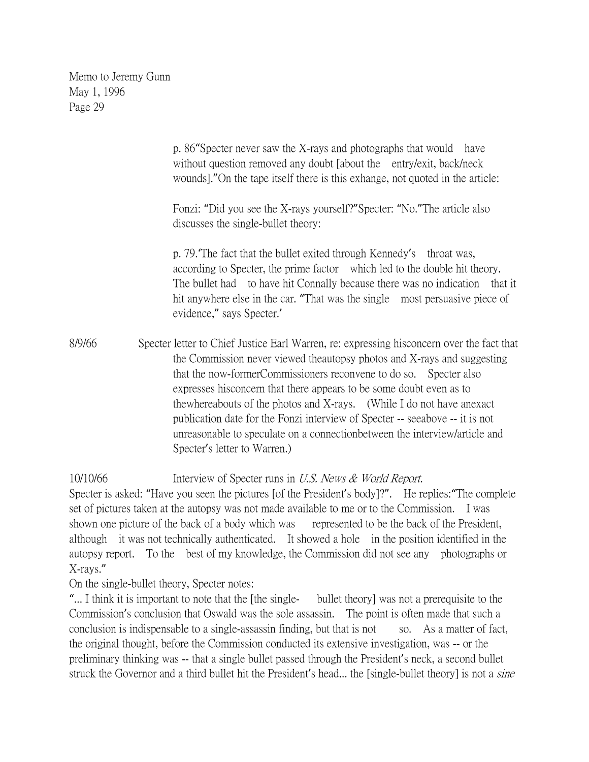Memo to Jeremy Gunn
May 1, 1996

p. 86"Specter never saw the X-rays and photographs that would have without question removed any doubt [about the entry/exit, back/neck wounds]."On the tape itself there is this exhange, not quoted in the article:

Fonzi: "Did you see the X-rays yourself?"Specter: "No."The article also discusses the single-bullet theory:

p. 79.'The fact that the bullet exited through Kennedy's throat was, according to Specter, the prime factor which led to the double hit theory. The bullet had to have hit Connally because there was no indication that it hit anywhere else in the car. "That was the single most persuasive piece of evidence," says Specter.'

8/9/66 Specter letter to Chief Justice Earl Warren, re: expressing hisconcern over the fact that the Commission never viewed theautopsy photos and X-rays and suggesting that the now-formerCommissioners reconvene to do so. Specter also expresses hisconcern that there appears to be some doubt even as to thewhereabouts of the photos and X-rays. (While I do not have anexact publication date for the Fonzi interview of Specter -- seeabove -- it is not unreasonable to speculate on a connectionbetween the interview/article and Specter's letter to Warren.)

10/10/66 Interview of Specter runs in *U.S. News & World Report*.

Specter is asked: "Have you seen the pictures [of the President's body]?". He replies:"The complete set of pictures taken at the autopsy was not made available to me or to the Commission. I was shown one picture of the back of a body which was represented to be the back of the President, although it was not technically authenticated. It showed a hole in the position identified in the autopsy report. To the best of my knowledge, the Commission did not see any photographs or X-rays."

On the single-bullet theory, Specter notes:

"... I think it is important to note that the [the single- bullet theory] was not a prerequisite to the Commission's conclusion that Oswald was the sole assassin. The point is often made that such a conclusion is indispensable to a single-assassin finding, but that is not so. As a matter of fact, the original thought, before the Commission conducted its extensive investigation, was -- or the preliminary thinking was -- that a single bullet passed through the President's neck, a second bullet struck the Governor and a third bullet hit the President's head... the [single-bullet theory] is not a *sine*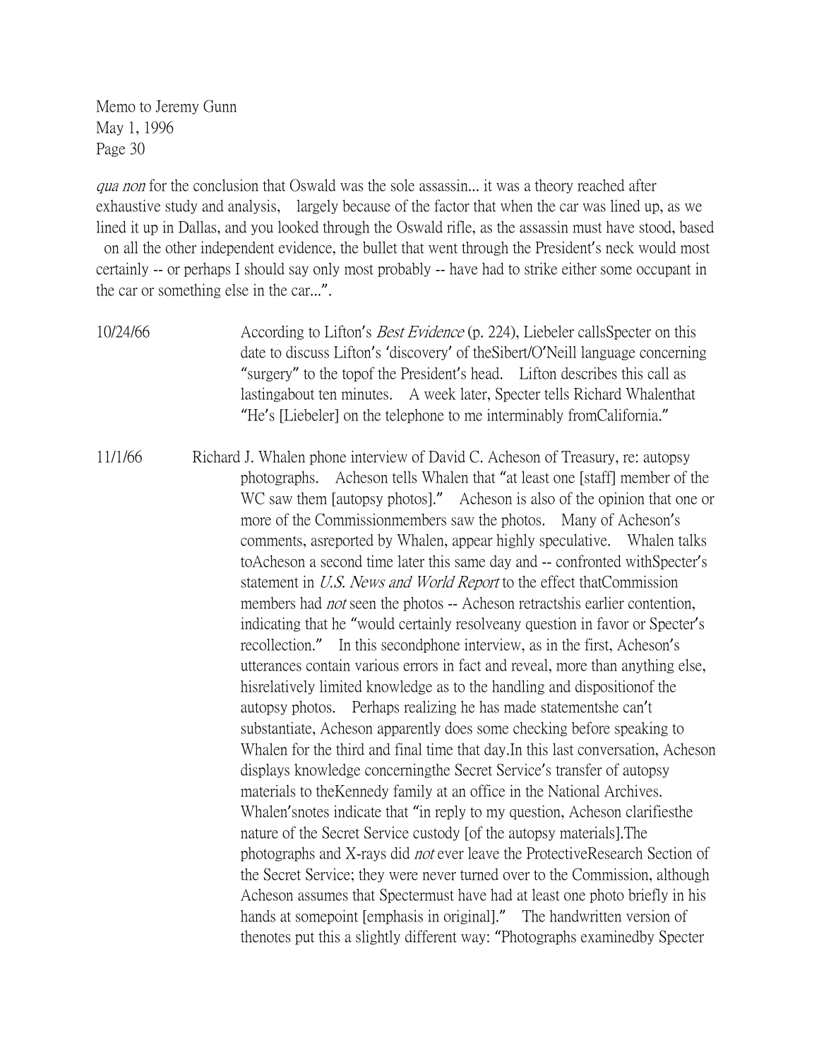Memo to Jeremy Gunn
May 1, 1996
Page 30

*qua non* for the conclusion that Oswald was the sole assassin... it was a theory reached after exhaustive study and analysis, largely because of the factor that when the car was lined up, as we lined it up in Dallas, and you looked through the Oswald rifle, as the assassin must have stood, based on all the other independent evidence, the bullet that went through the President's neck would most certainly -- or perhaps I should say only most probably -- have had to strike either some occupant in the car or something else in the car...".

10/24/66 According to Lifton's *Best Evidence* (p. 224), Liebeler callsSpecter on this date to discuss Lifton's 'discovery' of theSibert/O'Neill language concerning "surgery" to the topof the President's head. Lifton describes this call as lastingabout ten minutes. A week later, Specter tells Richard Whalenthat "He's [Liebeler] on the telephone to me interminably fromCalifornia."

11/1/66 Richard J. Whalen phone interview of David C. Acheson of Treasury, re: autopsy photographs. Acheson tells Whalen that "at least one [staff] member of the WC saw them [autopsy photos]." Acheson is also of the opinion that one or more of the Commissionmembers saw the photos. Many of Acheson's comments, asreported by Whalen, appear highly speculative. Whalen talks toAcheson a second time later this same day and -- confronted withSpecter's statement in *U.S. News and World Report* to the effect thatCommission members had *not* seen the photos -- Acheson retractshis earlier contention, indicating that he "would certainly resolveany question in favor or Specter's recollection." In this secondphone interview, as in the first, Acheson's utterances contain various errors in fact and reveal, more than anything else, hisrelatively limited knowledge as to the handling and dispositionof the autopsy photos. Perhaps realizing he has made statementshe can't substantiate, Acheson apparently does some checking before speaking to Whalen for the third and final time that day.In this last conversation, Acheson displays knowledge concerningthe Secret Service's transfer of autopsy materials to theKennedy family at an office in the National Archives. Whalen'snotes indicate that "in reply to my question, Acheson clarifiesthe nature of the Secret Service custody [of the autopsy materials].The photographs and X-rays did *not* ever leave the ProtectiveResearch Section of the Secret Service; they were never turned over to the Commission, although Acheson assumes that Spectermust have had at least one photo briefly in his hands at somepoint [emphasis in original]." The handwritten version of thenotes put this a slightly different way: "Photographs examinedby Specter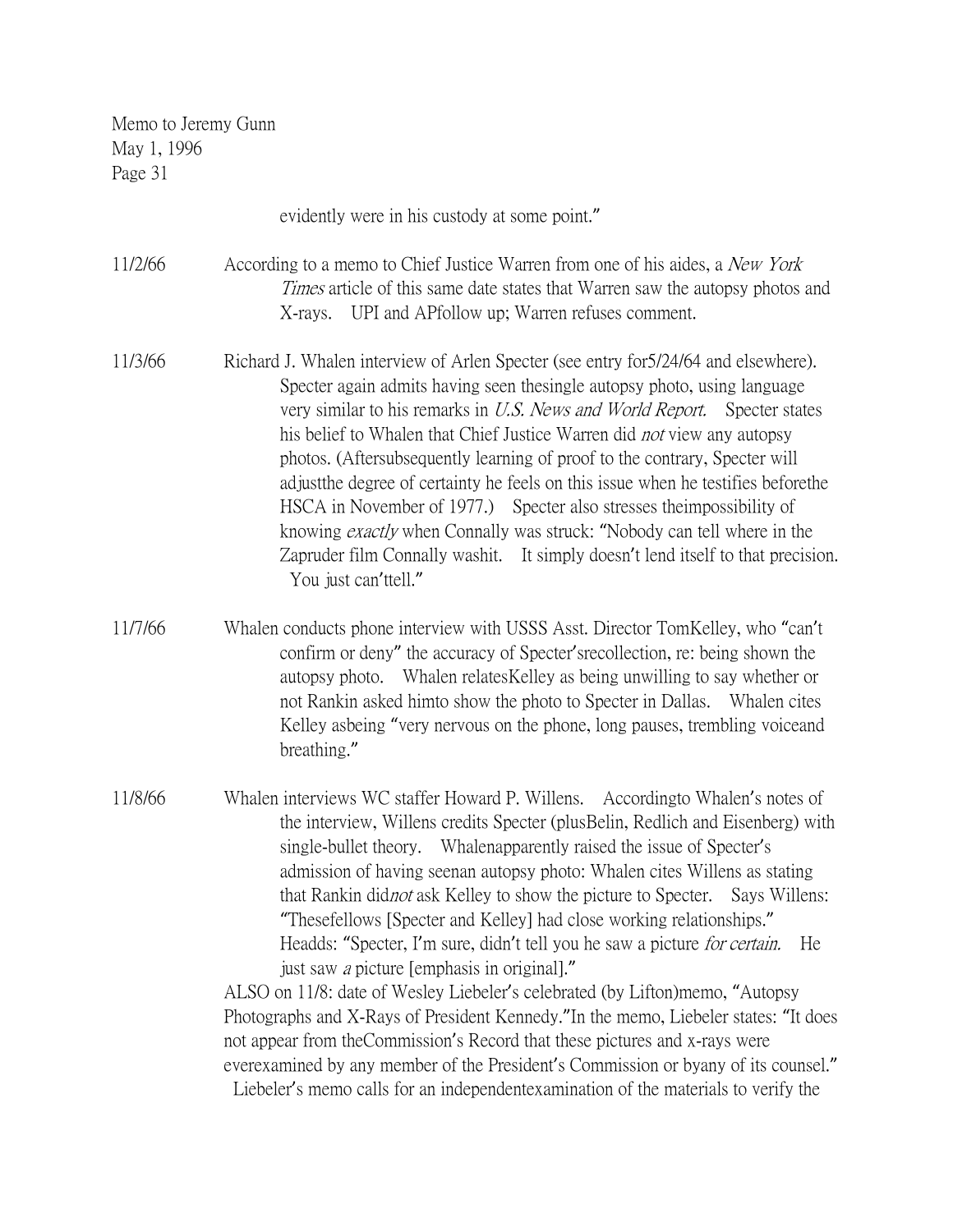evidently were in his custody at some point."

11/2/66 According to a memo to Chief Justice Warren from one of his aides, a *New York Times* article of this same date states that Warren saw the autopsy photos and X-rays. UPI and APfollow up; Warren refuses comment.

11/3/66 Richard J. Whalen interview of Arlen Specter (see entry for5/24/64 and elsewhere). Specter again admits having seen thesingle autopsy photo, using language very similar to his remarks in *U.S. News and World Report.* Specter states his belief to Whalen that Chief Justice Warren did *not* view any autopsy photos. (Aftersubsequently learning of proof to the contrary, Specter will adjustthe degree of certainty he feels on this issue when he testifies beforethe HSCA in November of 1977.) Specter also stresses theimpossibility of knowing *exactly* when Connally was struck: "Nobody can tell where in the Zapruder film Connally washit. It simply doesn't lend itself to that precision. You just can'ttell."

11/7/66 Whalen conducts phone interview with USSS Asst. Director TomKelley, who "can't confirm or deny" the accuracy of Specter'srecollection, re: being shown the autopsy photo. Whalen relatesKelley as being unwilling to say whether or not Rankin asked himto show the photo to Specter in Dallas. Whalen cites Kelley asbeing "very nervous on the phone, long pauses, trembling voiceand breathing."

11/8/66 Whalen interviews WC staffer Howard P. Willens. Accordingto Whalen's notes of the interview, Willens credits Specter (plusBelin, Redlich and Eisenberg) with single-bullet theory. Whalenapparently raised the issue of Specter's admission of having seenan autopsy photo: Whalen cites Willens as stating that Rankin did*not* ask Kelley to show the picture to Specter. Says Willens: "Thesefellows [Specter and Kelley] had close working relationships." Headds: "Specter, I'm sure, didn't tell you he saw a picture *for certain.* He just saw *a* picture [emphasis in original]."

ALSO on 11/8: date of Wesley Liebeler's celebrated (by Lifton)memo, "Autopsy Photographs and X-Rays of President Kennedy."In the memo, Liebeler states: "It does not appear from theCommission's Record that these pictures and x-rays were everexamined by any member of the President's Commission or byany of its counsel." Liebeler's memo calls for an independentexamination of the materials to verify the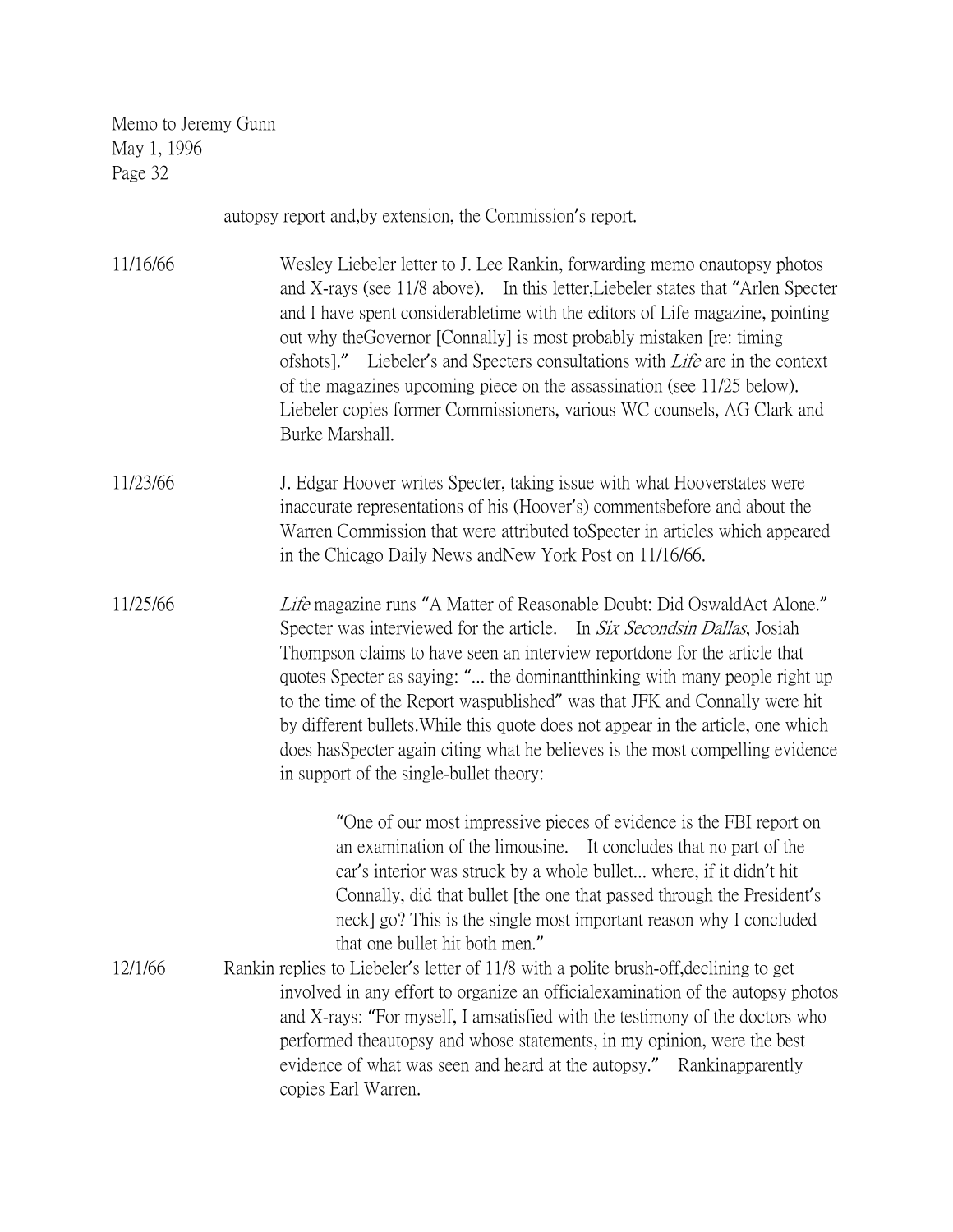Memo to Jeremy Gunn
May 1, 1996

autopsy report and,by extension, the Commission's report.

11/16/66 Wesley Liebeler letter to J. Lee Rankin, forwarding memo onautopsy photos and X-rays (see 11/8 above). In this letter,Liebeler states that "Arlen Specter and I have spent considerabletime with the editors of Life magazine, pointing out why theGovernor [Connally] is most probably mistaken [re: timing ofshots]." Liebeler's and Specters consultations with *Life* are in the context of the magazines upcoming piece on the assassination (see 11/25 below). Liebeler copies former Commissioners, various WC counsels, AG Clark and Burke Marshall.

11/23/66 J. Edgar Hoover writes Specter, taking issue with what Hooverstates were inaccurate representations of his (Hoover's) commentsbefore and about the Warren Commission that were attributed toSpecter in articles which appeared in the Chicago Daily News andNew York Post on 11/16/66.

11/25/66 *Life* magazine runs "A Matter of Reasonable Doubt: Did OswaldAct Alone." Specter was interviewed for the article. In *Six Secondsin Dallas*, Josiah Thompson claims to have seen an interview reportdone for the article that quotes Specter as saying: "... the dominantthinking with many people right up to the time of the Report waspublished" was that JFK and Connally were hit by different bullets.While this quote does not appear in the article, one which does hasSpecter again citing what he believes is the most compelling evidence in support of the single-bullet theory:

> "One of our most impressive pieces of evidence is the FBI report on an examination of the limousine. It concludes that no part of the car's interior was struck by a whole bullet... where, if it didn't hit Connally, did that bullet [the one that passed through the President's neck] go? This is the single most important reason why I concluded that one bullet hit both men."

12/1/66 Rankin replies to Liebeler's letter of 11/8 with a polite brush-off,declining to get involved in any effort to organize an officialexamination of the autopsy photos and X-rays: "For myself, I amsatisfied with the testimony of the doctors who performed theautopsy and whose statements, in my opinion, were the best evidence of what was seen and heard at the autopsy." Rankinapparently copies Earl Warren.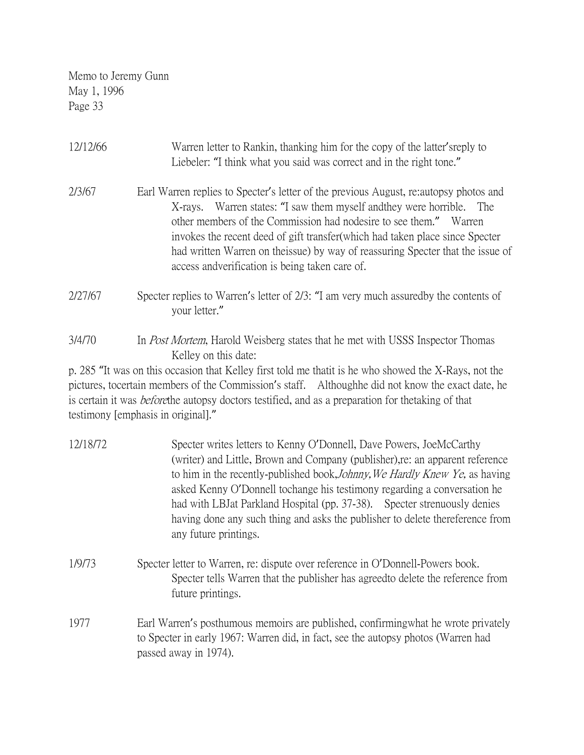Memo to Jeremy Gunn
May 1, 1996

12/12/66 Warren letter to Rankin, thanking him for the copy of the latter'sreply to Liebeler: "I think what you said was correct and in the right tone."

2/3/67 Earl Warren replies to Specter's letter of the previous August, re:autopsy photos and X-rays. Warren states: "I saw them myself andthey were horrible. The other members of the Commission had nodesire to see them." Warren invokes the recent deed of gift transfer(which had taken place since Specter had written Warren on theissue) by way of reassuring Specter that the issue of access andverification is being taken care of.

2/27/67 Specter replies to Warren's letter of 2/3: "I am very much assuredby the contents of your letter."

3/4/70 In *Post Mortem*, Harold Weisberg states that he met with USSS Inspector Thomas Kelley on this date:

p. 285 "It was on this occasion that Kelley first told me thatit is he who showed the X-Rays, not the pictures, tocertain members of the Commission's staff. Althoughhe did not know the exact date, he is certain it was *before*the autopsy doctors testified, and as a preparation for thetaking of that testimony [emphasis in original]."

12/18/72 Specter writes letters to Kenny O'Donnell, Dave Powers, JoeMcCarthy (writer) and Little, Brown and Company (publisher),re: an apparent reference to him in the recently-published book,*Johnny, We Hardly Knew Ye,* as having asked Kenny O'Donnell tochange his testimony regarding a conversation he had with LBJat Parkland Hospital (pp. 37-38). Specter strenuously denies having done any such thing and asks the publisher to delete thereference from any future printings.

1/9/73 Specter letter to Warren, re: dispute over reference in O'Donnell-Powers book. Specter tells Warren that the publisher has agreedto delete the reference from future printings.

1977 Earl Warren's posthumous memoirs are published, confirmingwhat he wrote privately to Specter in early 1967: Warren did, in fact, see the autopsy photos (Warren had passed away in 1974).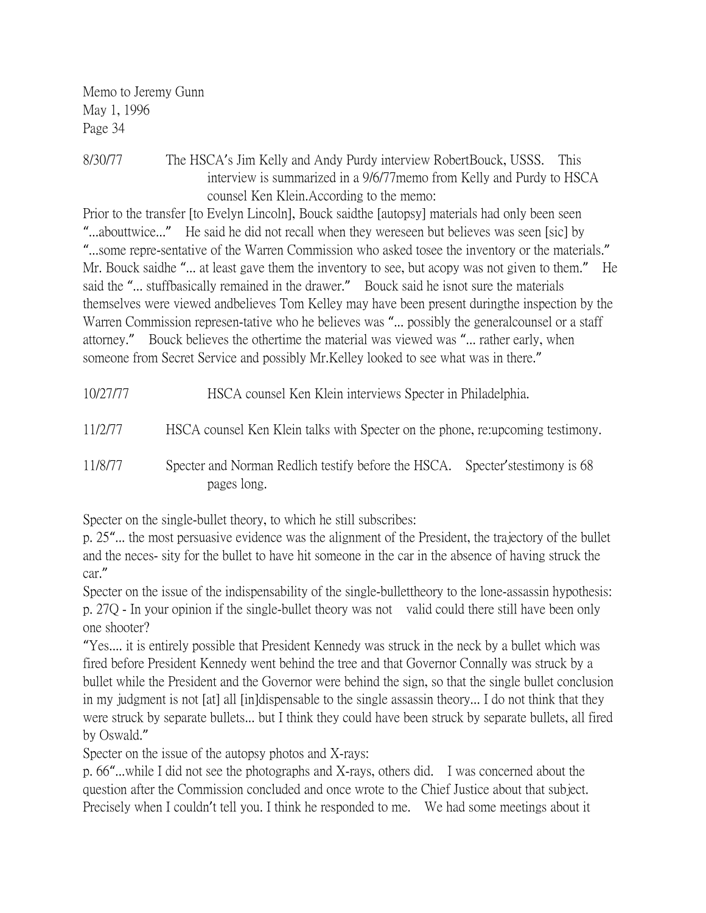Memo to Jeremy Gunn
May 1, 1996
Page 34

8/30/77 The HSCA's Jim Kelly and Andy Purdy interview RobertBouck, USSS. This interview is summarized in a 9/6/77memo from Kelly and Purdy to HSCA counsel Ken Klein.According to the memo:

Prior to the transfer [to Evelyn Lincoln], Bouck saidthe [autopsy] materials had only been seen "...abouttwice..." He said he did not recall when they wereseen but believes was seen [sic] by "...some repre-sentative of the Warren Commission who asked tosee the inventory or the materials." Mr. Bouck saidhe "... at least gave them the inventory to see, but acopy was not given to them." He said the "... stuffbasically remained in the drawer." Bouck said he isnot sure the materials themselves were viewed andbelieves Tom Kelley may have been present duringthe inspection by the Warren Commission represen-tative who he believes was "... possibly the generalcounsel or a staff attorney." Bouck believes the othertime the material was viewed was "... rather early, when someone from Secret Service and possibly Mr.Kelley looked to see what was in there."

10/27/77 HSCA counsel Ken Klein interviews Specter in Philadelphia.

11/2/77 HSCA counsel Ken Klein talks with Specter on the phone, re:upcoming testimony.

11/8/77 Specter and Norman Redlich testify before the HSCA. Specter'stestimony is 68 pages long.

Specter on the single-bullet theory, to which he still subscribes:

p. 25"... the most persuasive evidence was the alignment of the President, the trajectory of the bullet and the neces- sity for the bullet to have hit someone in the car in the absence of having struck the car."

Specter on the issue of the indispensability of the single-bullettheory to the lone-assassin hypothesis:

p. 27Q - In your opinion if the single-bullet theory was not valid could there still have been only one shooter?

"Yes.... it is entirely possible that President Kennedy was struck in the neck by a bullet which was fired before President Kennedy went behind the tree and that Governor Connally was struck by a bullet while the President and the Governor were behind the sign, so that the single bullet conclusion in my judgment is not [at] all [in]dispensable to the single assassin theory... I do not think that they were struck by separate bullets... but I think they could have been struck by separate bullets, all fired by Oswald."

Specter on the issue of the autopsy photos and X-rays:

p. 66"...while I did not see the photographs and X-rays, others did. I was concerned about the question after the Commission concluded and once wrote to the Chief Justice about that subject. Precisely when I couldn't tell you. I think he responded to me. We had some meetings about it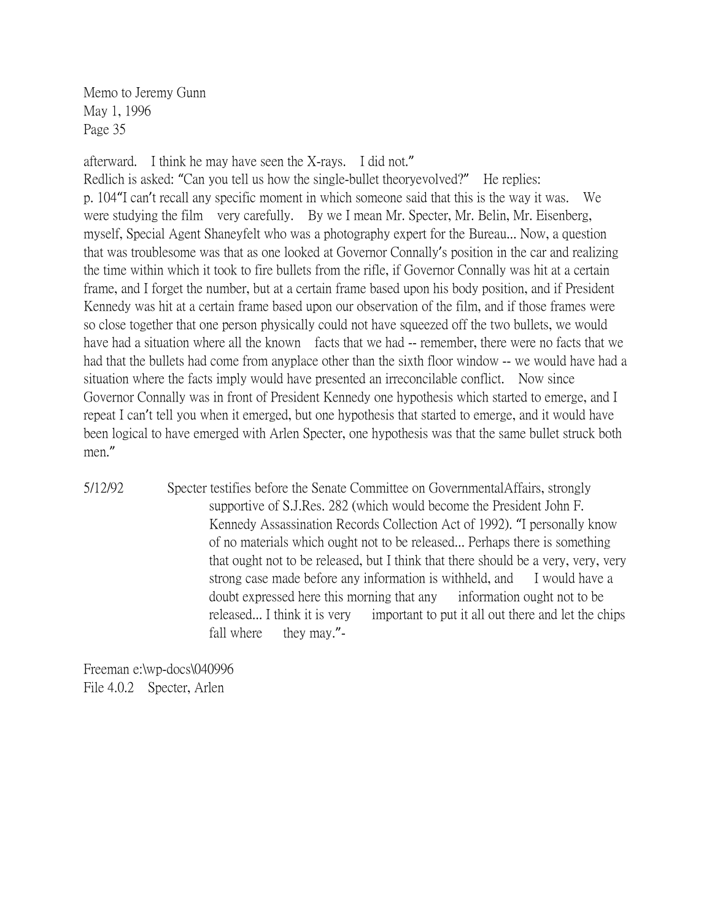afterward. I think he may have seen the X-rays. I did not."

Redlich is asked: "Can you tell us how the single-bullet theoryevolved?" He replies:

p. 104"I can't recall any specific moment in which someone said that this is the way it was. We were studying the film very carefully. By we I mean Mr. Specter, Mr. Belin, Mr. Eisenberg, myself, Special Agent Shaneyfelt who was a photography expert for the Bureau... Now, a question that was troublesome was that as one looked at Governor Connally's position in the car and realizing the time within which it took to fire bullets from the rifle, if Governor Connally was hit at a certain frame, and I forget the number, but at a certain frame based upon his body position, and if President Kennedy was hit at a certain frame based upon our observation of the film, and if those frames were so close together that one person physically could not have squeezed off the two bullets, we would have had a situation where all the known facts that we had -- remember, there were no facts that we had that the bullets had come from anyplace other than the sixth floor window -- we would have had a situation where the facts imply would have presented an irreconcilable conflict. Now since Governor Connally was in front of President Kennedy one hypothesis which started to emerge, and I repeat I can't tell you when it emerged, but one hypothesis that started to emerge, and it would have been logical to have emerged with Arlen Specter, one hypothesis was that the same bullet struck both men."

5/12/92 Specter testifies before the Senate Committee on GovernmentalAffairs, strongly supportive of S.J.Res. 282 (which would become the President John F. Kennedy Assassination Records Collection Act of 1992). "I personally know of no materials which ought not to be released... Perhaps there is something that ought not to be released, but I think that there should be a very, very, very strong case made before any information is withheld, and I would have a doubt expressed here this morning that any information ought not to be released... I think it is very important to put it all out there and let the chips fall where they may."-

Freeman e:\wp-docs\040996
File 4.0.2 Specter, Arlen